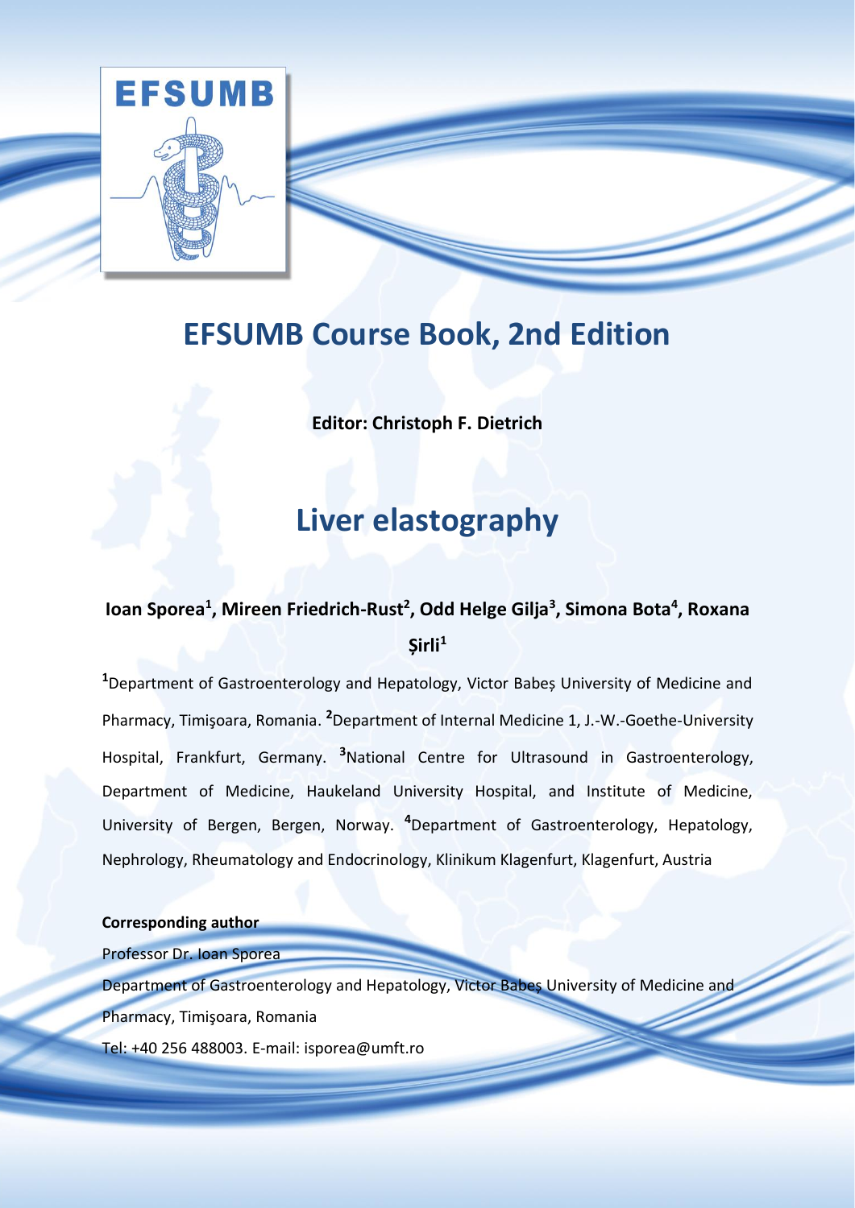EFSUMB

# EFSUMB Course Book, 2nd Edition

**Editor: Christoph F. Dietrich**

# Liver elastography

**Ioan Sporea[1], Mireen Friedrich-Rust[2], Odd Helge Gilja[3], Simona Bota[4], Roxana Șirli[1]**

[1]Department of Gastroenterology and Hepatology, Victor Babeș University of Medicine and Pharmacy, Timişoara, Romania. [2]Department of Internal Medicine 1, J.-W.-Goethe-University Hospital, Frankfurt, Germany. [3]National Centre for Ultrasound in Gastroenterology, Department of Medicine, Haukeland University Hospital, and Institute of Medicine, University of Bergen, Bergen, Norway. [4]Department of Gastroenterology, Hepatology, Nephrology, Rheumatology and Endocrinology, Klinikum Klagenfurt, Klagenfurt, Austria

**Corresponding author**

Professor Dr. Ioan Sporea

Department of Gastroenterology and Hepatology, Victor Babeș University of Medicine and Pharmacy, Timişoara, Romania

Tel: +40 256 488003. E-mail: isporea@umft.ro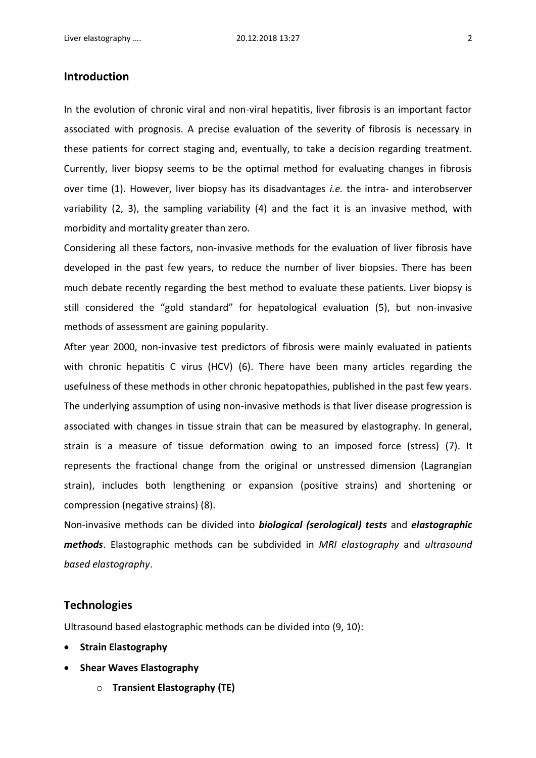## Introduction

In the evolution of chronic viral and non-viral hepatitis, liver fibrosis is an important factor associated with prognosis. A precise evaluation of the severity of fibrosis is necessary in these patients for correct staging and, eventually, to take a decision regarding treatment. Currently, liver biopsy seems to be the optimal method for evaluating changes in fibrosis over time (1). However, liver biopsy has its disadvantages *i.e.* the intra- and interobserver variability (2, 3), the sampling variability (4) and the fact it is an invasive method, with morbidity and mortality greater than zero.

Considering all these factors, non-invasive methods for the evaluation of liver fibrosis have developed in the past few years, to reduce the number of liver biopsies. There has been much debate recently regarding the best method to evaluate these patients. Liver biopsy is still considered the "gold standard" for hepatological evaluation (5), but non-invasive methods of assessment are gaining popularity.

After year 2000, non-invasive test predictors of fibrosis were mainly evaluated in patients with chronic hepatitis C virus (HCV) (6). There have been many articles regarding the usefulness of these methods in other chronic hepatopathies, published in the past few years. The underlying assumption of using non-invasive methods is that liver disease progression is associated with changes in tissue strain that can be measured by elastography. In general, strain is a measure of tissue deformation owing to an imposed force (stress) (7). It represents the fractional change from the original or unstressed dimension (Lagrangian strain), includes both lengthening or expansion (positive strains) and shortening or compression (negative strains) (8).

Non-invasive methods can be divided into ***biological (serological) tests*** and ***elastographic methods***. Elastographic methods can be subdivided in *MRI elastography* and *ultrasound based elastography*.

## Technologies

Ultrasound based elastographic methods can be divided into (9, 10):

- **Strain Elastography**
- **Shear Waves Elastography**
    - **Transient Elastography (TE)**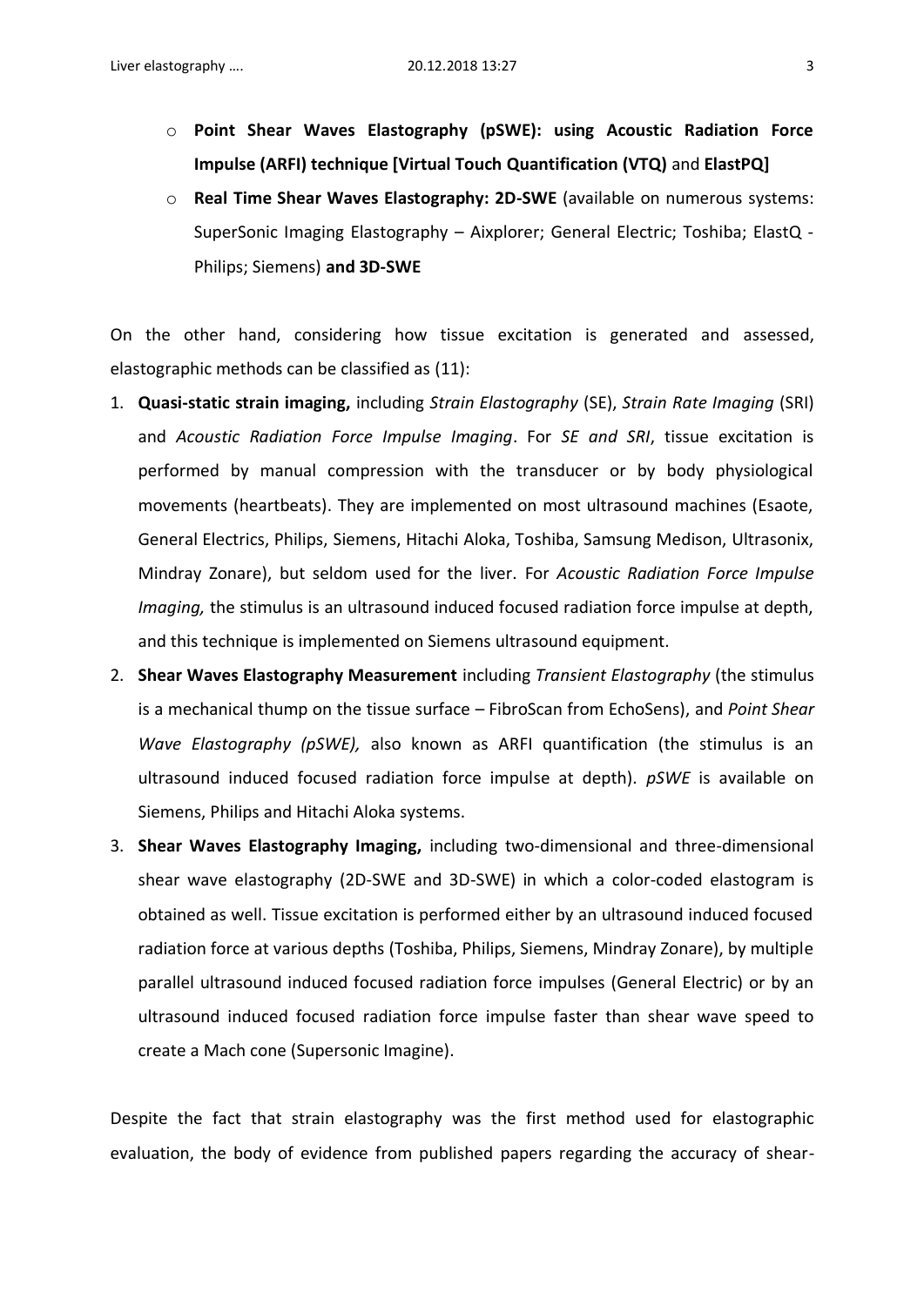- **Point Shear Waves Elastography (pSWE): using Acoustic Radiation Force Impulse (ARFI) technique [Virtual Touch Quantification (VTQ)** and **ElastPQ]**
- **Real Time Shear Waves Elastography: 2D-SWE** (available on numerous systems: SuperSonic Imaging Elastography – Aixplorer; General Electric; Toshiba; ElastQ - Philips; Siemens) **and 3D-SWE**

On the other hand, considering how tissue excitation is generated and assessed, elastographic methods can be classified as (11):

1. **Quasi-static strain imaging,** including *Strain Elastography* (SE), *Strain Rate Imaging* (SRI) and *Acoustic Radiation Force Impulse Imaging*. For *SE and SRI*, tissue excitation is performed by manual compression with the transducer or by body physiological movements (heartbeats). They are implemented on most ultrasound machines (Esaote, General Electrics, Philips, Siemens, Hitachi Aloka, Toshiba, Samsung Medison, Ultrasonix, Mindray Zonare), but seldom used for the liver. For *Acoustic Radiation Force Impulse Imaging,* the stimulus is an ultrasound induced focused radiation force impulse at depth, and this technique is implemented on Siemens ultrasound equipment.
2. **Shear Waves Elastography Measurement** including *Transient Elastography* (the stimulus is a mechanical thump on the tissue surface – FibroScan from EchoSens), and *Point Shear Wave Elastography (pSWE),* also known as ARFI quantification (the stimulus is an ultrasound induced focused radiation force impulse at depth). *pSWE* is available on Siemens, Philips and Hitachi Aloka systems.
3. **Shear Waves Elastography Imaging,** including two-dimensional and three-dimensional shear wave elastography (2D-SWE and 3D-SWE) in which a color-coded elastogram is obtained as well. Tissue excitation is performed either by an ultrasound induced focused radiation force at various depths (Toshiba, Philips, Siemens, Mindray Zonare), by multiple parallel ultrasound induced focused radiation force impulses (General Electric) or by an ultrasound induced focused radiation force impulse faster than shear wave speed to create a Mach cone (Supersonic Imagine).

Despite the fact that strain elastography was the first method used for elastographic evaluation, the body of evidence from published papers regarding the accuracy of shear-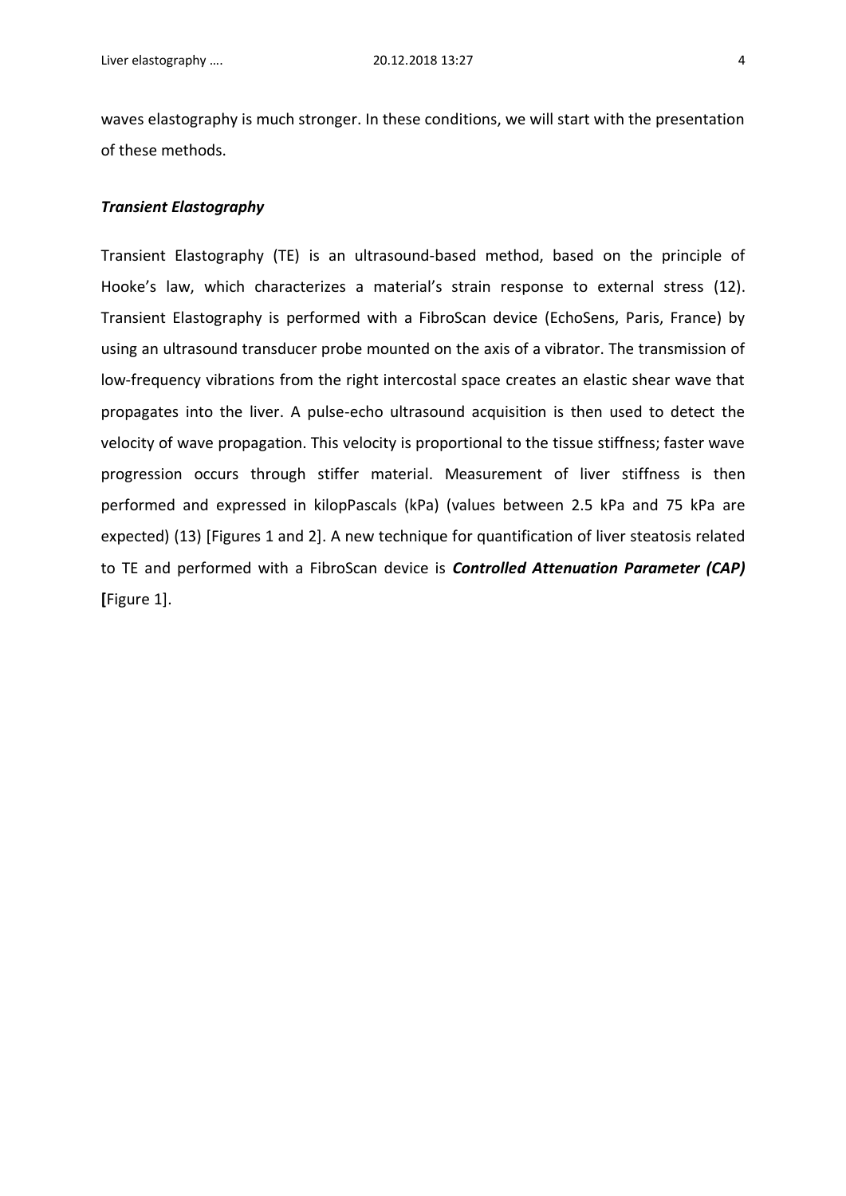waves elastography is much stronger. In these conditions, we will start with the presentation of these methods.

***Transient Elastography***

Transient Elastography (TE) is an ultrasound-based method, based on the principle of Hooke's law, which characterizes a material's strain response to external stress (12). Transient Elastography is performed with a FibroScan device (EchoSens, Paris, France) by using an ultrasound transducer probe mounted on the axis of a vibrator. The transmission of low-frequency vibrations from the right intercostal space creates an elastic shear wave that propagates into the liver. A pulse-echo ultrasound acquisition is then used to detect the velocity of wave propagation. This velocity is proportional to the tissue stiffness; faster wave progression occurs through stiffer material. Measurement of liver stiffness is then performed and expressed in kilopPascals (kPa) (values between 2.5 kPa and 75 kPa are expected) (13) [Figures 1 and 2]. A new technique for quantification of liver steatosis related to TE and performed with a FibroScan device is ***Controlled Attenuation Parameter (CAP)*** **[**Figure 1].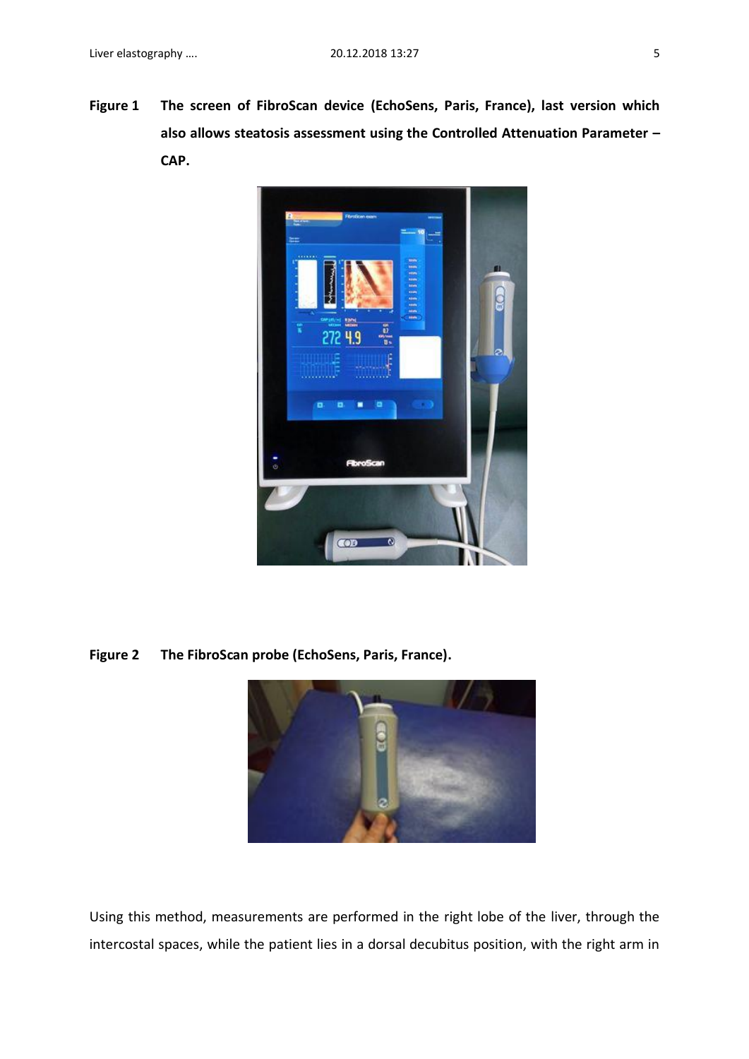**Figure 1** **The screen of FibroScan device (EchoSens, Paris, France), last version which also allows steatosis assessment using the Controlled Attenuation Parameter – CAP.**

**Figure 2** **The FibroScan probe (EchoSens, Paris, France).**

Using this method, measurements are performed in the right lobe of the liver, through the intercostal spaces, while the patient lies in a dorsal decubitus position, with the right arm in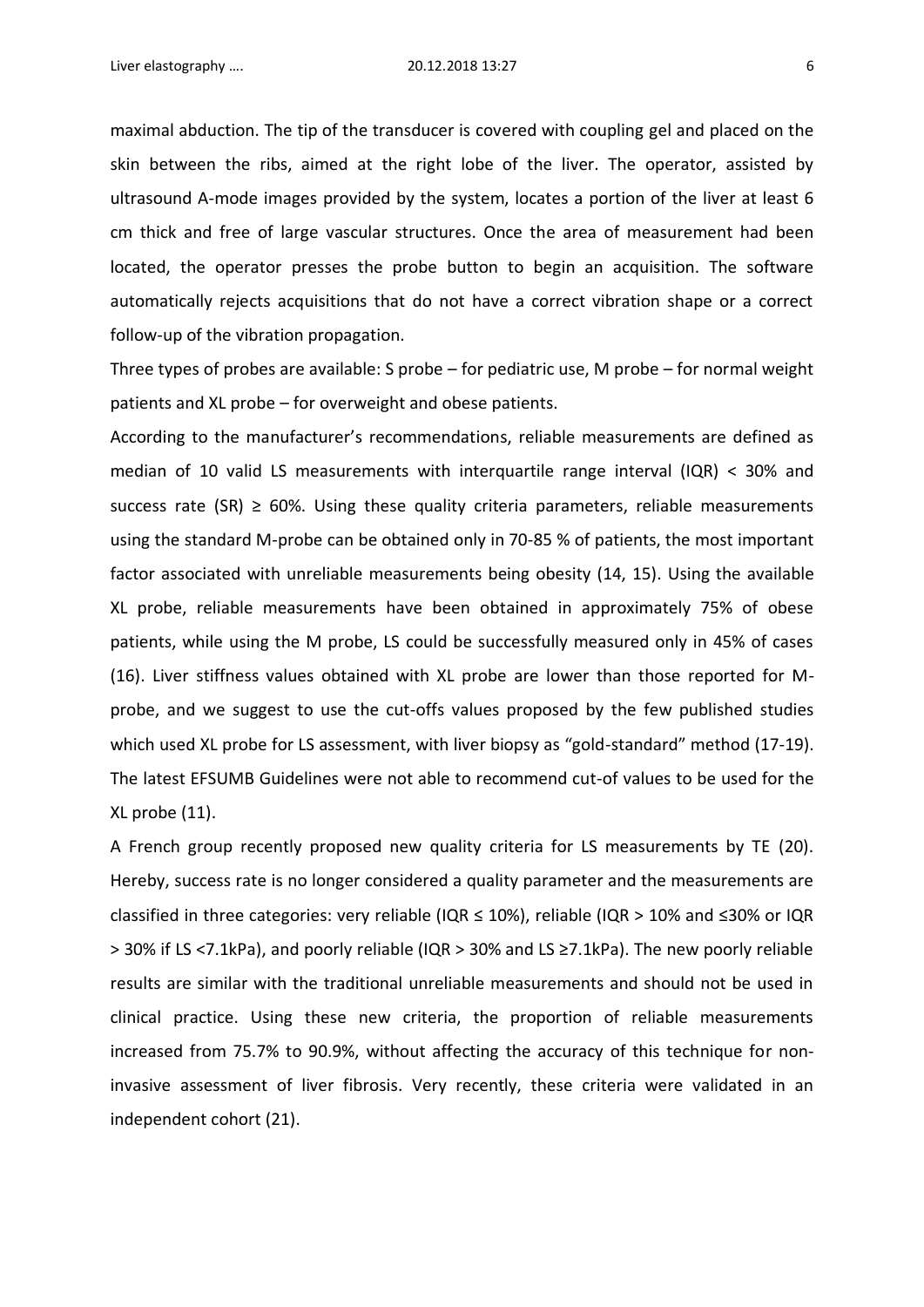maximal abduction. The tip of the transducer is covered with coupling gel and placed on the skin between the ribs, aimed at the right lobe of the liver. The operator, assisted by ultrasound A-mode images provided by the system, locates a portion of the liver at least 6 cm thick and free of large vascular structures. Once the area of measurement had been located, the operator presses the probe button to begin an acquisition. The software automatically rejects acquisitions that do not have a correct vibration shape or a correct follow-up of the vibration propagation.

Three types of probes are available: S probe – for pediatric use, M probe – for normal weight patients and XL probe – for overweight and obese patients.

According to the manufacturer's recommendations, reliable measurements are defined as median of 10 valid LS measurements with interquartile range interval (IQR) < 30% and success rate (SR) ≥ 60%. Using these quality criteria parameters, reliable measurements using the standard M-probe can be obtained only in 70-85 % of patients, the most important factor associated with unreliable measurements being obesity (14, 15). Using the available XL probe, reliable measurements have been obtained in approximately 75% of obese patients, while using the M probe, LS could be successfully measured only in 45% of cases (16). Liver stiffness values obtained with XL probe are lower than those reported for M-probe, and we suggest to use the cut-offs values proposed by the few published studies which used XL probe for LS assessment, with liver biopsy as "gold-standard" method (17-19). The latest EFSUMB Guidelines were not able to recommend cut-of values to be used for the XL probe (11).

A French group recently proposed new quality criteria for LS measurements by TE (20). Hereby, success rate is no longer considered a quality parameter and the measurements are classified in three categories: very reliable (IQR ≤ 10%), reliable (IQR > 10% and ≤30% or IQR > 30% if LS <7.1kPa), and poorly reliable (IQR > 30% and LS ≥7.1kPa). The new poorly reliable results are similar with the traditional unreliable measurements and should not be used in clinical practice. Using these new criteria, the proportion of reliable measurements increased from 75.7% to 90.9%, without affecting the accuracy of this technique for non-invasive assessment of liver fibrosis. Very recently, these criteria were validated in an independent cohort (21).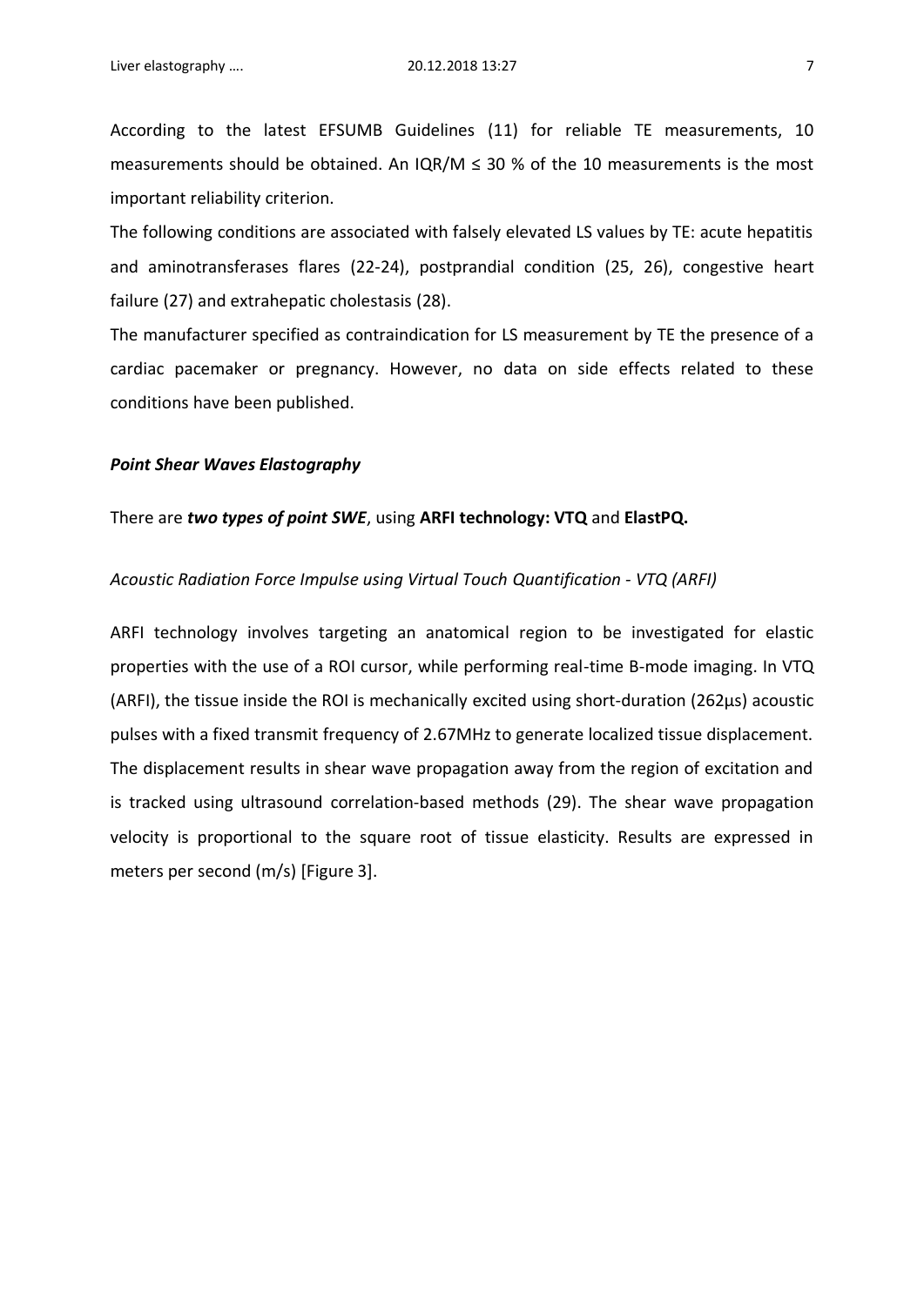According to the latest EFSUMB Guidelines (11) for reliable TE measurements, 10 measurements should be obtained. An IQR/M ≤ 30 % of the 10 measurements is the most important reliability criterion.

The following conditions are associated with falsely elevated LS values by TE: acute hepatitis and aminotransferases flares (22-24), postprandial condition (25, 26), congestive heart failure (27) and extrahepatic cholestasis (28).

The manufacturer specified as contraindication for LS measurement by TE the presence of a cardiac pacemaker or pregnancy. However, no data on side effects related to these conditions have been published.

### *Point Shear Waves Elastography*

There are ***two types of point SWE***, using **ARFI technology: VTQ** and **ElastPQ.**

#### *Acoustic Radiation Force Impulse using Virtual Touch Quantification - VTQ (ARFI)*

ARFI technology involves targeting an anatomical region to be investigated for elastic properties with the use of a ROI cursor, while performing real-time B-mode imaging. In VTQ (ARFI), the tissue inside the ROI is mechanically excited using short-duration (262μs) acoustic pulses with a fixed transmit frequency of 2.67MHz to generate localized tissue displacement. The displacement results in shear wave propagation away from the region of excitation and is tracked using ultrasound correlation-based methods (29). The shear wave propagation velocity is proportional to the square root of tissue elasticity. Results are expressed in meters per second (m/s) [Figure 3].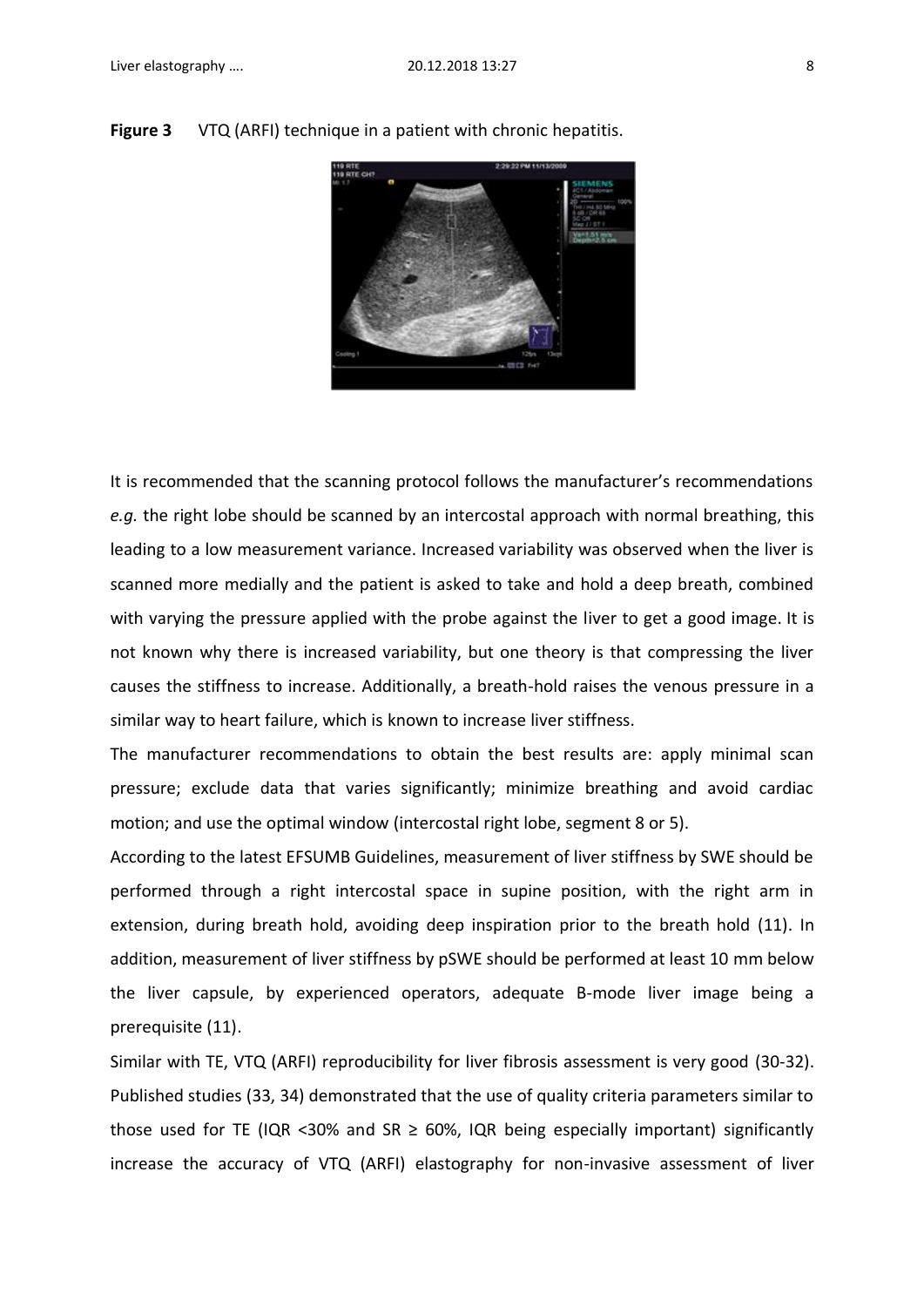**Figure 3** VTQ (ARFI) technique in a patient with chronic hepatitis.

It is recommended that the scanning protocol follows the manufacturer's recommendations *e.g.* the right lobe should be scanned by an intercostal approach with normal breathing, this leading to a low measurement variance. Increased variability was observed when the liver is scanned more medially and the patient is asked to take and hold a deep breath, combined with varying the pressure applied with the probe against the liver to get a good image. It is not known why there is increased variability, but one theory is that compressing the liver causes the stiffness to increase. Additionally, a breath-hold raises the venous pressure in a similar way to heart failure, which is known to increase liver stiffness.

The manufacturer recommendations to obtain the best results are: apply minimal scan pressure; exclude data that varies significantly; minimize breathing and avoid cardiac motion; and use the optimal window (intercostal right lobe, segment 8 or 5).

According to the latest EFSUMB Guidelines, measurement of liver stiffness by SWE should be performed through a right intercostal space in supine position, with the right arm in extension, during breath hold, avoiding deep inspiration prior to the breath hold (11). In addition, measurement of liver stiffness by pSWE should be performed at least 10 mm below the liver capsule, by experienced operators, adequate B-mode liver image being a prerequisite (11).

Similar with TE, VTQ (ARFI) reproducibility for liver fibrosis assessment is very good (30-32). Published studies (33, 34) demonstrated that the use of quality criteria parameters similar to those used for TE (IQR <30% and SR ≥ 60%, IQR being especially important) significantly increase the accuracy of VTQ (ARFI) elastography for non-invasive assessment of liver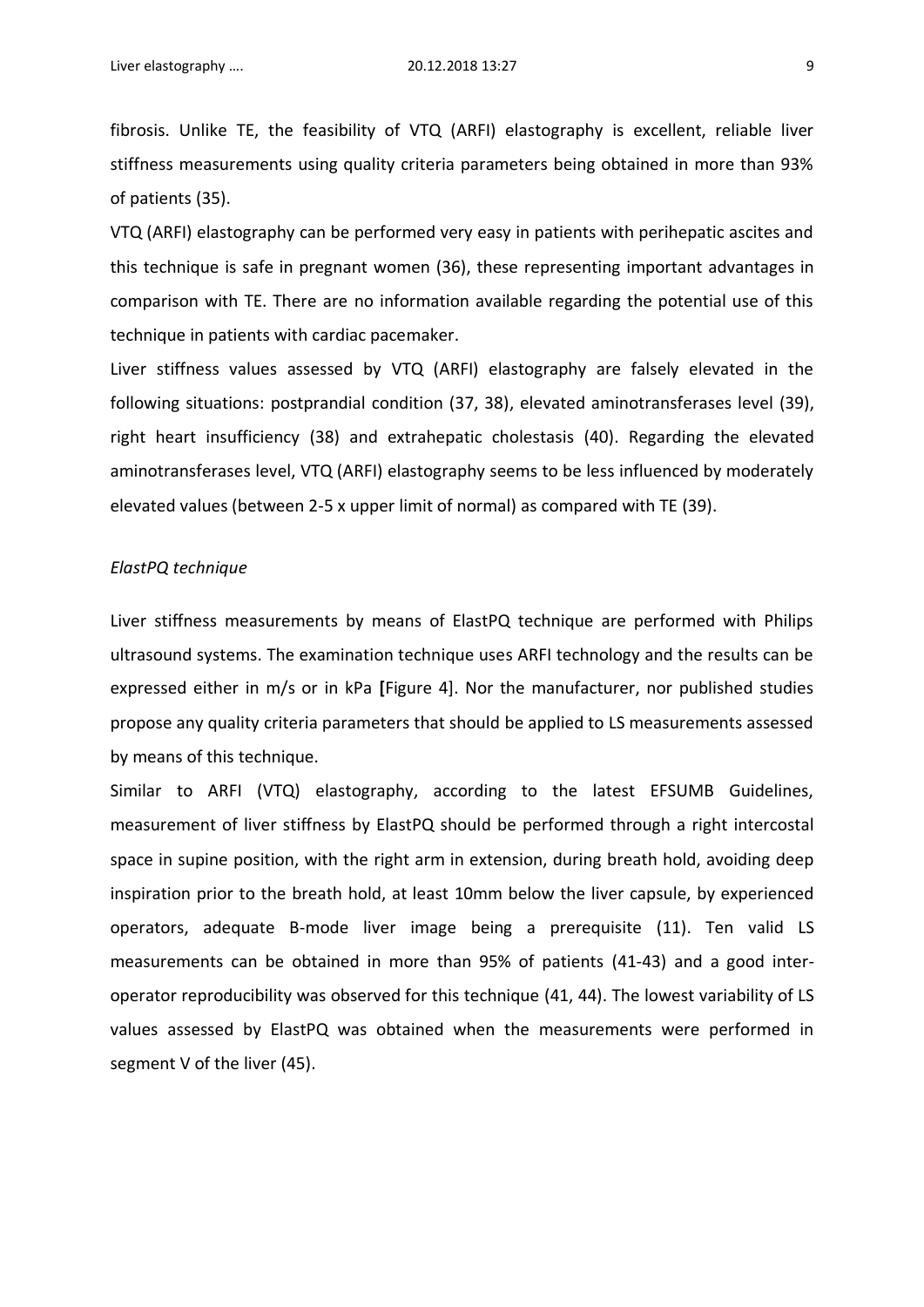fibrosis. Unlike TE, the feasibility of VTQ (ARFI) elastography is excellent, reliable liver stiffness measurements using quality criteria parameters being obtained in more than 93% of patients (35).

VTQ (ARFI) elastography can be performed very easy in patients with perihepatic ascites and this technique is safe in pregnant women (36), these representing important advantages in comparison with TE. There are no information available regarding the potential use of this technique in patients with cardiac pacemaker.

Liver stiffness values assessed by VTQ (ARFI) elastography are falsely elevated in the following situations: postprandial condition (37, 38), elevated aminotransferases level (39), right heart insufficiency (38) and extrahepatic cholestasis (40). Regarding the elevated aminotransferases level, VTQ (ARFI) elastography seems to be less influenced by moderately elevated values (between 2-5 x upper limit of normal) as compared with TE (39).

*ElastPQ technique*

Liver stiffness measurements by means of ElastPQ technique are performed with Philips ultrasound systems. The examination technique uses ARFI technology and the results can be expressed either in m/s or in kPa **[**Figure 4]. Nor the manufacturer, nor published studies propose any quality criteria parameters that should be applied to LS measurements assessed by means of this technique.

Similar to ARFI (VTQ) elastography, according to the latest EFSUMB Guidelines, measurement of liver stiffness by ElastPQ should be performed through a right intercostal space in supine position, with the right arm in extension, during breath hold, avoiding deep inspiration prior to the breath hold, at least 10mm below the liver capsule, by experienced operators, adequate B-mode liver image being a prerequisite (11). Ten valid LS measurements can be obtained in more than 95% of patients (41-43) and a good inter-operator reproducibility was observed for this technique (41, 44). The lowest variability of LS values assessed by ElastPQ was obtained when the measurements were performed in segment V of the liver (45).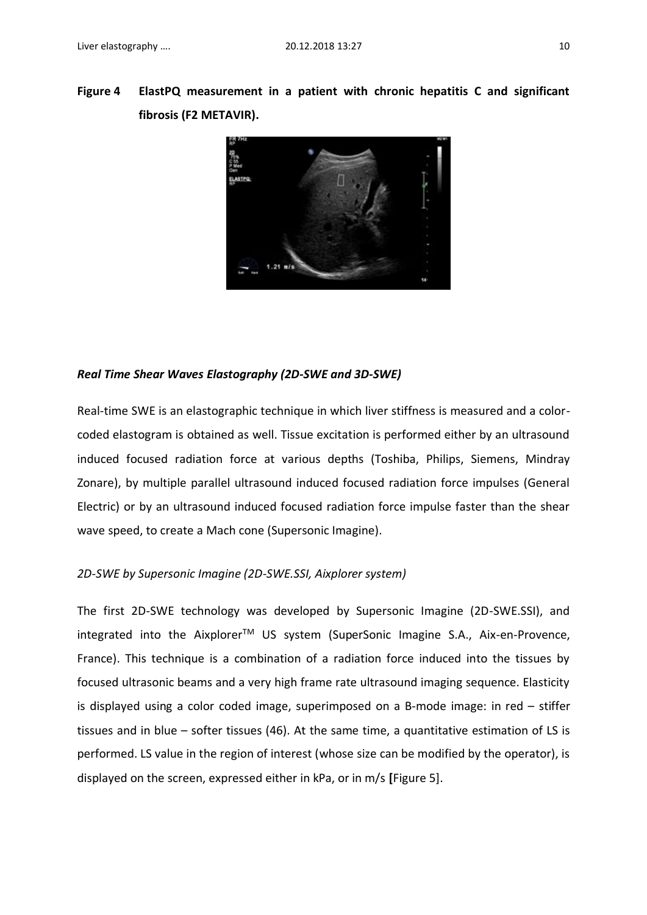**Figure 4 ElastPQ measurement in a patient with chronic hepatitis C and significant fibrosis (F2 METAVIR).**

### *Real Time Shear Waves Elastography (2D-SWE and 3D-SWE)*

Real-time SWE is an elastographic technique in which liver stiffness is measured and a color-coded elastogram is obtained as well. Tissue excitation is performed either by an ultrasound induced focused radiation force at various depths (Toshiba, Philips, Siemens, Mindray Zonare), by multiple parallel ultrasound induced focused radiation force impulses (General Electric) or by an ultrasound induced focused radiation force impulse faster than the shear wave speed, to create a Mach cone (Supersonic Imagine).

#### *2D-SWE by Supersonic Imagine (2D-SWE.SSI, Aixplorer system)*

The first 2D-SWE technology was developed by Supersonic Imagine (2D-SWE.SSI), and integrated into the Aixplorer$^{TM}$ US system (SuperSonic Imagine S.A., Aix-en-Provence, France). This technique is a combination of a radiation force induced into the tissues by focused ultrasonic beams and a very high frame rate ultrasound imaging sequence. Elasticity is displayed using a color coded image, superimposed on a B-mode image: in red – stiffer tissues and in blue – softer tissues (46). At the same time, a quantitative estimation of LS is performed. LS value in the region of interest (whose size can be modified by the operator), is displayed on the screen, expressed either in kPa, or in m/s **[**Figure 5].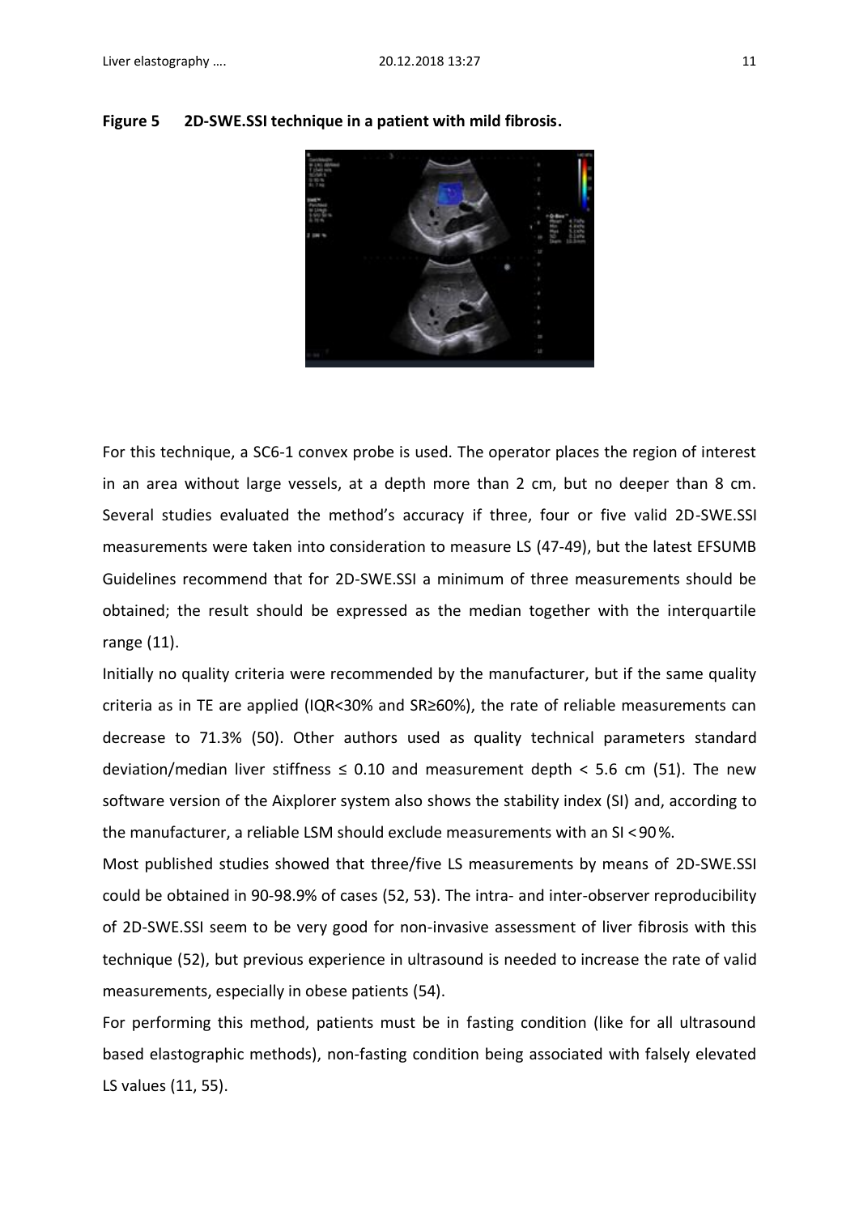**Figure 5 2D-SWE.SSI technique in a patient with mild fibrosis.**

For this technique, a SC6-1 convex probe is used. The operator places the region of interest in an area without large vessels, at a depth more than 2 cm, but no deeper than 8 cm. Several studies evaluated the method's accuracy if three, four or five valid 2D-SWE.SSI measurements were taken into consideration to measure LS (47-49), but the latest EFSUMB Guidelines recommend that for 2D-SWE.SSI a minimum of three measurements should be obtained; the result should be expressed as the median together with the interquartile range (11).

Initially no quality criteria were recommended by the manufacturer, but if the same quality criteria as in TE are applied (IQR<30% and SR≥60%), the rate of reliable measurements can decrease to 71.3% (50). Other authors used as quality technical parameters standard deviation/median liver stiffness ≤ 0.10 and measurement depth < 5.6 cm (51). The new software version of the Aixplorer system also shows the stability index (SI) and, according to the manufacturer, a reliable LSM should exclude measurements with an SI < 90 %.

Most published studies showed that three/five LS measurements by means of 2D-SWE.SSI could be obtained in 90-98.9% of cases (52, 53). The intra- and inter-observer reproducibility of 2D-SWE.SSI seem to be very good for non-invasive assessment of liver fibrosis with this technique (52), but previous experience in ultrasound is needed to increase the rate of valid measurements, especially in obese patients (54).

For performing this method, patients must be in fasting condition (like for all ultrasound based elastographic methods), non-fasting condition being associated with falsely elevated LS values (11, 55).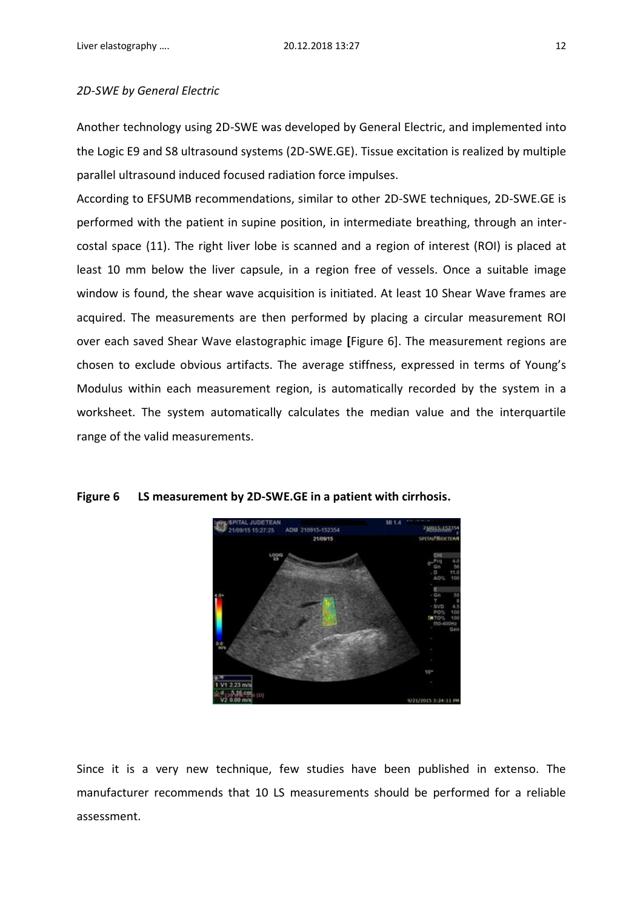*2D-SWE by General Electric*

Another technology using 2D-SWE was developed by General Electric, and implemented into the Logic E9 and S8 ultrasound systems (2D-SWE.GE). Tissue excitation is realized by multiple parallel ultrasound induced focused radiation force impulses.

According to EFSUMB recommendations, similar to other 2D-SWE techniques, 2D-SWE.GE is performed with the patient in supine position, in intermediate breathing, through an intercostal space (11). The right liver lobe is scanned and a region of interest (ROI) is placed at least 10 mm below the liver capsule, in a region free of vessels. Once a suitable image window is found, the shear wave acquisition is initiated. At least 10 Shear Wave frames are acquired. The measurements are then performed by placing a circular measurement ROI over each saved Shear Wave elastographic image **[**Figure 6]. The measurement regions are chosen to exclude obvious artifacts. The average stiffness, expressed in terms of Young's Modulus within each measurement region, is automatically recorded by the system in a worksheet. The system automatically calculates the median value and the interquartile range of the valid measurements.

**Figure 6 LS measurement by 2D-SWE.GE in a patient with cirrhosis.**

Since it is a very new technique, few studies have been published in extenso. The manufacturer recommends that 10 LS measurements should be performed for a reliable assessment.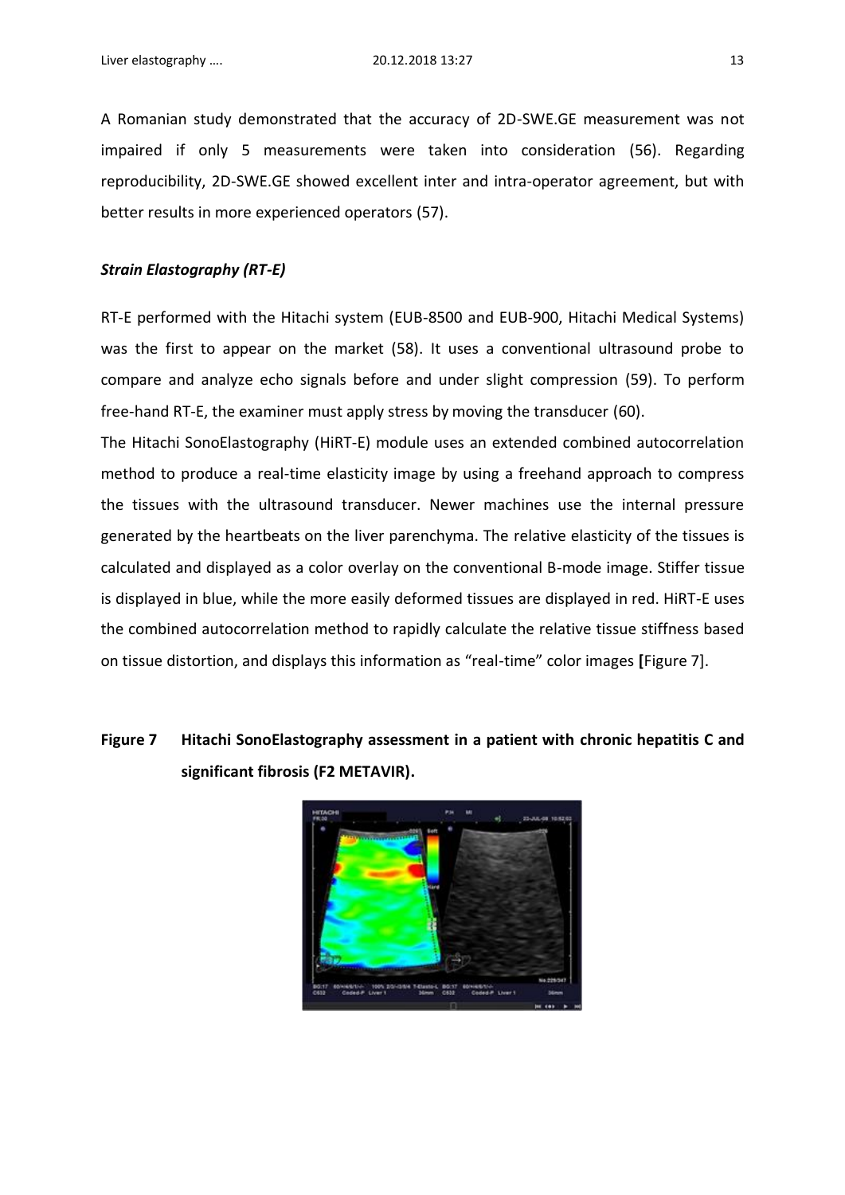A Romanian study demonstrated that the accuracy of 2D-SWE.GE measurement was not impaired if only 5 measurements were taken into consideration (56). Regarding reproducibility, 2D-SWE.GE showed excellent inter and intra-operator agreement, but with better results in more experienced operators (57).

### *Strain Elastography (RT-E)*

RT-E performed with the Hitachi system (EUB-8500 and EUB-900, Hitachi Medical Systems) was the first to appear on the market (58). It uses a conventional ultrasound probe to compare and analyze echo signals before and under slight compression (59). To perform free-hand RT-E, the examiner must apply stress by moving the transducer (60).

The Hitachi SonoElastography (HiRT-E) module uses an extended combined autocorrelation method to produce a real-time elasticity image by using a freehand approach to compress the tissues with the ultrasound transducer. Newer machines use the internal pressure generated by the heartbeats on the liver parenchyma. The relative elasticity of the tissues is calculated and displayed as a color overlay on the conventional B-mode image. Stiffer tissue is displayed in blue, while the more easily deformed tissues are displayed in red. HiRT-E uses the combined autocorrelation method to rapidly calculate the relative tissue stiffness based on tissue distortion, and displays this information as "real-time" color images **[**Figure 7].

**Figure 7 Hitachi SonoElastography assessment in a patient with chronic hepatitis C and significant fibrosis (F2 METAVIR).**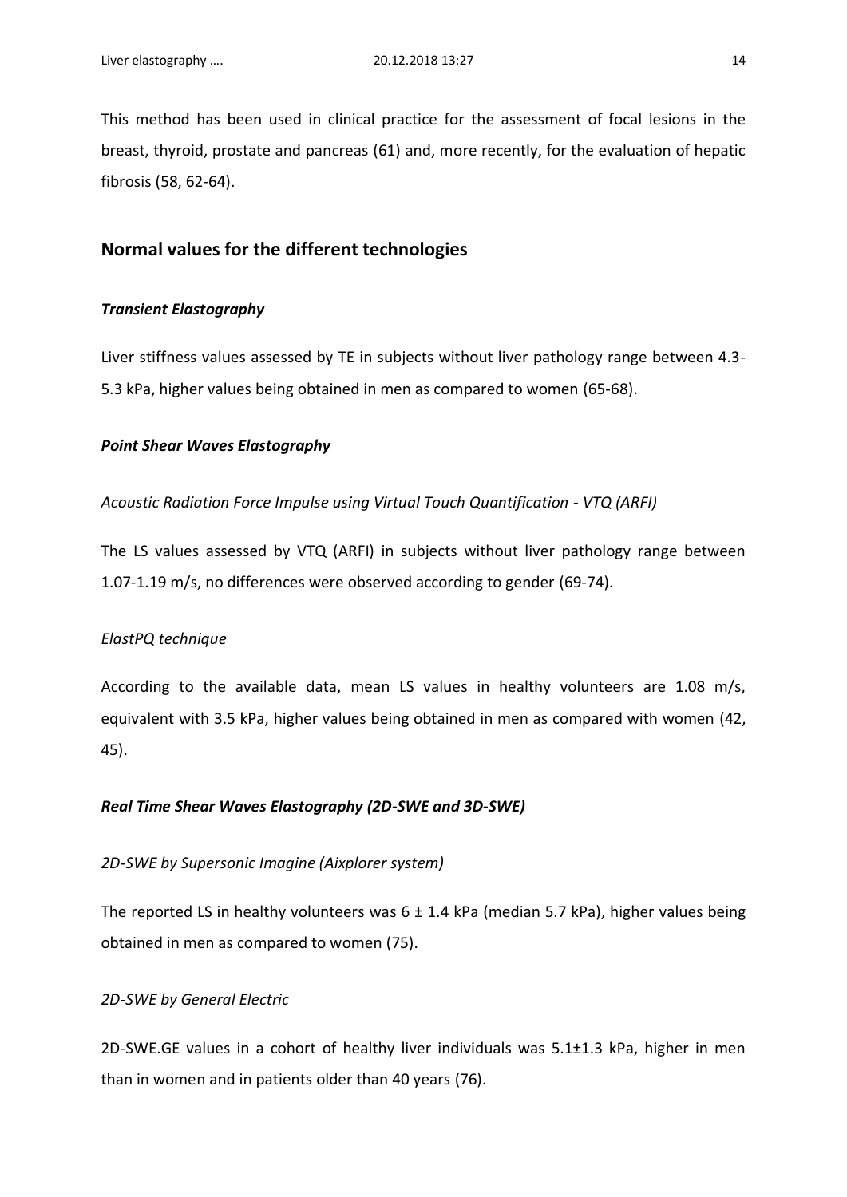This method has been used in clinical practice for the assessment of focal lesions in the breast, thyroid, prostate and pancreas (61) and, more recently, for the evaluation of hepatic fibrosis (58, 62-64).

## Normal values for the different technologies

### *Transient Elastography*

Liver stiffness values assessed by TE in subjects without liver pathology range between 4.3-5.3 kPa, higher values being obtained in men as compared to women (65-68).

### *Point Shear Waves Elastography*

*Acoustic Radiation Force Impulse using Virtual Touch Quantification - VTQ (ARFI)*

The LS values assessed by VTQ (ARFI) in subjects without liver pathology range between 1.07-1.19 m/s, no differences were observed according to gender (69-74).

*ElastPQ technique*

According to the available data, mean LS values in healthy volunteers are 1.08 m/s, equivalent with 3.5 kPa, higher values being obtained in men as compared with women (42, 45).

### *Real Time Shear Waves Elastography (2D-SWE and 3D-SWE)*

*2D-SWE by Supersonic Imagine (Aixplorer system)*

The reported LS in healthy volunteers was 6 ± 1.4 kPa (median 5.7 kPa), higher values being obtained in men as compared to women (75).

*2D-SWE by General Electric*

2D-SWE.GE values in a cohort of healthy liver individuals was 5.1±1.3 kPa, higher in men than in women and in patients older than 40 years (76).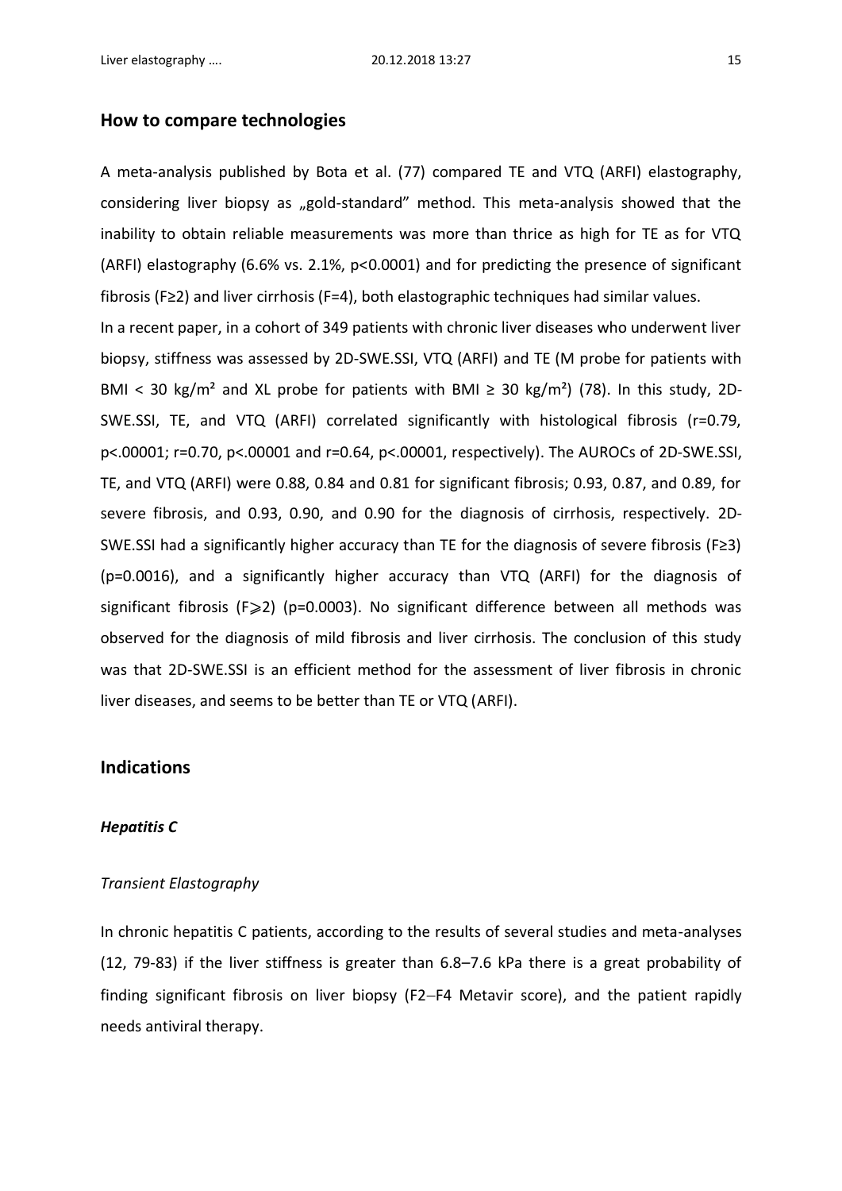## How to compare technologies

A meta-analysis published by Bota et al. (77) compared TE and VTQ (ARFI) elastography, considering liver biopsy as „gold-standard" method. This meta-analysis showed that the inability to obtain reliable measurements was more than thrice as high for TE as for VTQ (ARFI) elastography (6.6% vs. 2.1%, $p<0.0001$) and for predicting the presence of significant fibrosis (F≥2) and liver cirrhosis (F=4), both elastographic techniques had similar values.

In a recent paper, in a cohort of 349 patients with chronic liver diseases who underwent liver biopsy, stiffness was assessed by 2D-SWE.SSI, VTQ (ARFI) and TE (M probe for patients with BMI < 30 kg/m² and XL probe for patients with BMI ≥ 30 kg/m²) (78). In this study, 2D-SWE.SSI, TE, and VTQ (ARFI) correlated significantly with histological fibrosis ($r=0.79$, $p<.00001$; $r=0.70$, $p<.00001$ and $r=0.64$, $p<.00001$, respectively). The AUROCs of 2D-SWE.SSI, TE, and VTQ (ARFI) were 0.88, 0.84 and 0.81 for significant fibrosis; 0.93, 0.87, and 0.89, for severe fibrosis, and 0.93, 0.90, and 0.90 for the diagnosis of cirrhosis, respectively. 2D-SWE.SSI had a significantly higher accuracy than TE for the diagnosis of severe fibrosis (F≥3) ($p=0.0016$), and a significantly higher accuracy than VTQ (ARFI) for the diagnosis of significant fibrosis (F⩾2) ($p=0.0003$). No significant difference between all methods was observed for the diagnosis of mild fibrosis and liver cirrhosis. The conclusion of this study was that 2D-SWE.SSI is an efficient method for the assessment of liver fibrosis in chronic liver diseases, and seems to be better than TE or VTQ (ARFI).

## Indications

### *Hepatitis C*

*Transient Elastography*

In chronic hepatitis C patients, according to the results of several studies and meta-analyses (12, 79-83) if the liver stiffness is greater than 6.8–7.6 kPa there is a great probability of finding significant fibrosis on liver biopsy (F2–F4 Metavir score), and the patient rapidly needs antiviral therapy.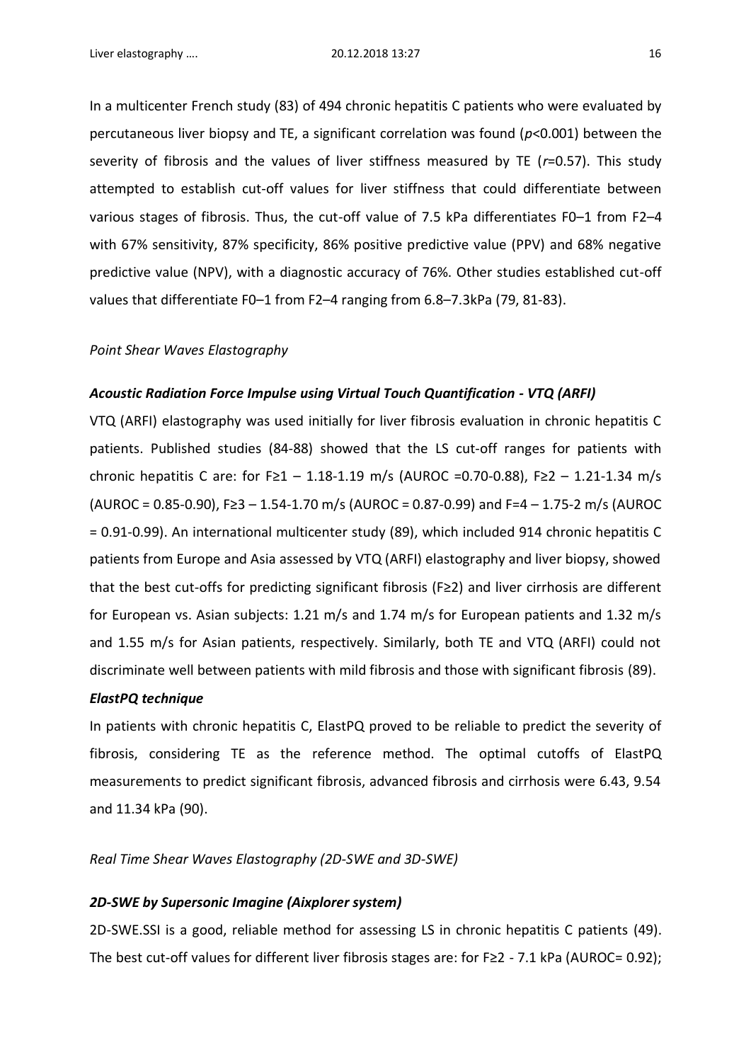In a multicenter French study (83) of 494 chronic hepatitis C patients who were evaluated by percutaneous liver biopsy and TE, a significant correlation was found ($p$<0.001) between the severity of fibrosis and the values of liver stiffness measured by TE ($r$=0.57). This study attempted to establish cut-off values for liver stiffness that could differentiate between various stages of fibrosis. Thus, the cut-off value of 7.5 kPa differentiates F0–1 from F2–4 with 67% sensitivity, 87% specificity, 86% positive predictive value (PPV) and 68% negative predictive value (NPV), with a diagnostic accuracy of 76%. Other studies established cut-off values that differentiate F0–1 from F2–4 ranging from 6.8–7.3kPa (79, 81-83).

*Point Shear Waves Elastography*

***Acoustic Radiation Force Impulse using Virtual Touch Quantification - VTQ (ARFI)***

VTQ (ARFI) elastography was used initially for liver fibrosis evaluation in chronic hepatitis C patients. Published studies (84-88) showed that the LS cut-off ranges for patients with chronic hepatitis C are: for F≥1 – 1.18-1.19 m/s (AUROC =0.70-0.88), F≥2 – 1.21-1.34 m/s (AUROC = 0.85-0.90), F≥3 – 1.54-1.70 m/s (AUROC = 0.87-0.99) and F=4 – 1.75-2 m/s (AUROC = 0.91-0.99). An international multicenter study (89), which included 914 chronic hepatitis C patients from Europe and Asia assessed by VTQ (ARFI) elastography and liver biopsy, showed that the best cut-offs for predicting significant fibrosis (F≥2) and liver cirrhosis are different for European vs. Asian subjects: 1.21 m/s and 1.74 m/s for European patients and 1.32 m/s and 1.55 m/s for Asian patients, respectively. Similarly, both TE and VTQ (ARFI) could not discriminate well between patients with mild fibrosis and those with significant fibrosis (89).

***ElastPQ technique***

In patients with chronic hepatitis C, ElastPQ proved to be reliable to predict the severity of fibrosis, considering TE as the reference method. The optimal cutoffs of ElastPQ measurements to predict significant fibrosis, advanced fibrosis and cirrhosis were 6.43, 9.54 and 11.34 kPa (90).

*Real Time Shear Waves Elastography (2D-SWE and 3D-SWE)*

***2D-SWE by Supersonic Imagine (Aixplorer system)***

2D-SWE.SSI is a good, reliable method for assessing LS in chronic hepatitis C patients (49). The best cut-off values for different liver fibrosis stages are: for F≥2 - 7.1 kPa (AUROC= 0.92);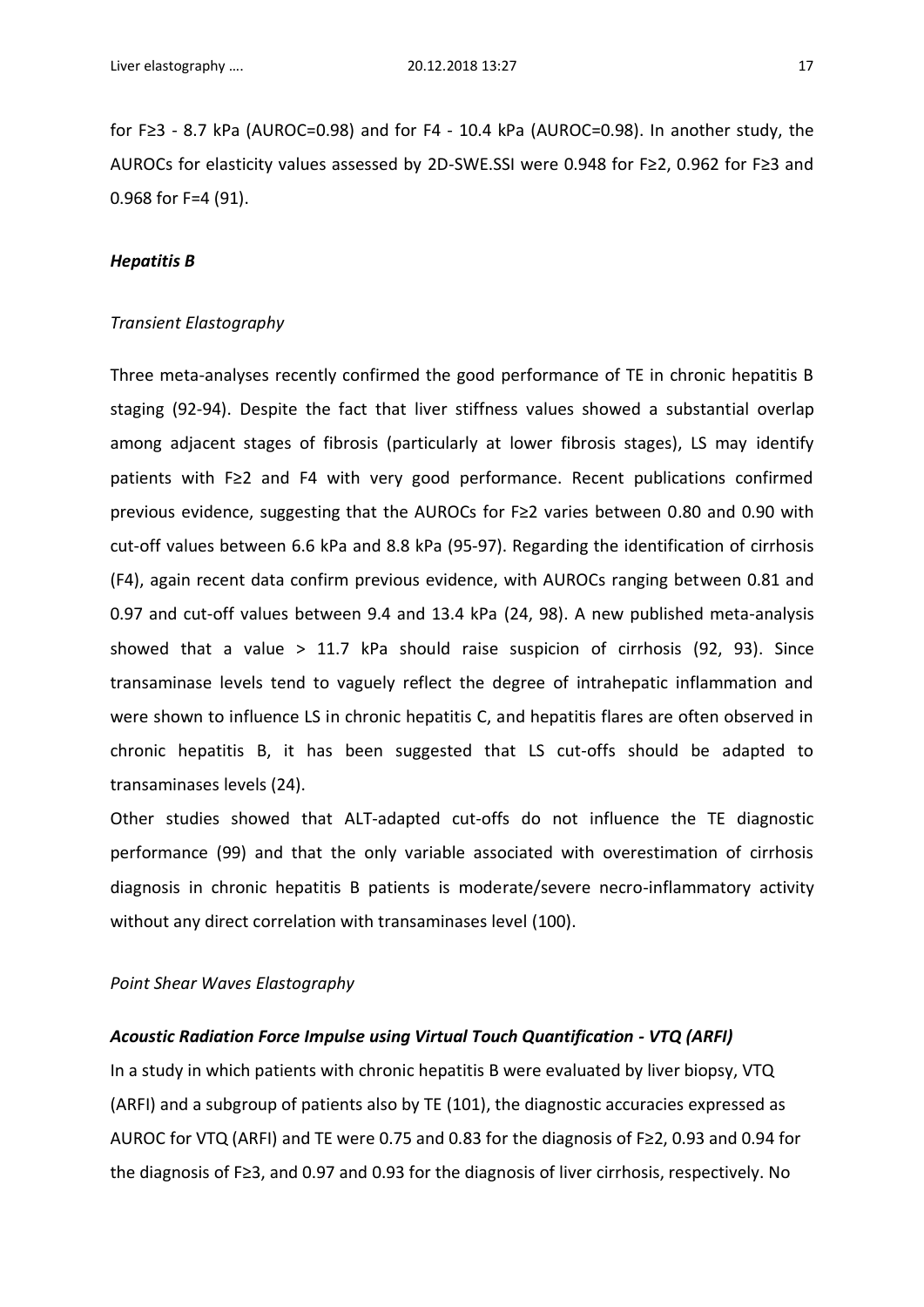for F≥3 - 8.7 kPa (AUROC=0.98) and for F4 - 10.4 kPa (AUROC=0.98). In another study, the AUROCs for elasticity values assessed by 2D-SWE.SSI were 0.948 for F≥2, 0.962 for F≥3 and 0.968 for F=4 (91).

### *Hepatitis B*

#### *Transient Elastography*

Three meta-analyses recently confirmed the good performance of TE in chronic hepatitis B staging (92-94). Despite the fact that liver stiffness values showed a substantial overlap among adjacent stages of fibrosis (particularly at lower fibrosis stages), LS may identify patients with F≥2 and F4 with very good performance. Recent publications confirmed previous evidence, suggesting that the AUROCs for F≥2 varies between 0.80 and 0.90 with cut-off values between 6.6 kPa and 8.8 kPa (95-97). Regarding the identification of cirrhosis (F4), again recent data confirm previous evidence, with AUROCs ranging between 0.81 and 0.97 and cut-off values between 9.4 and 13.4 kPa (24, 98). A new published meta-analysis showed that a value > 11.7 kPa should raise suspicion of cirrhosis (92, 93). Since transaminase levels tend to vaguely reflect the degree of intrahepatic inflammation and were shown to influence LS in chronic hepatitis C, and hepatitis flares are often observed in chronic hepatitis B, it has been suggested that LS cut-offs should be adapted to transaminases levels (24).

Other studies showed that ALT-adapted cut-offs do not influence the TE diagnostic performance (99) and that the only variable associated with overestimation of cirrhosis diagnosis in chronic hepatitis B patients is moderate/severe necro-inflammatory activity without any direct correlation with transaminases level (100).

#### *Point Shear Waves Elastography*

##### ***Acoustic Radiation Force Impulse using Virtual Touch Quantification - VTQ (ARFI)***

In a study in which patients with chronic hepatitis B were evaluated by liver biopsy, VTQ (ARFI) and a subgroup of patients also by TE (101), the diagnostic accuracies expressed as AUROC for VTQ (ARFI) and TE were 0.75 and 0.83 for the diagnosis of F≥2, 0.93 and 0.94 for the diagnosis of F≥3, and 0.97 and 0.93 for the diagnosis of liver cirrhosis, respectively. No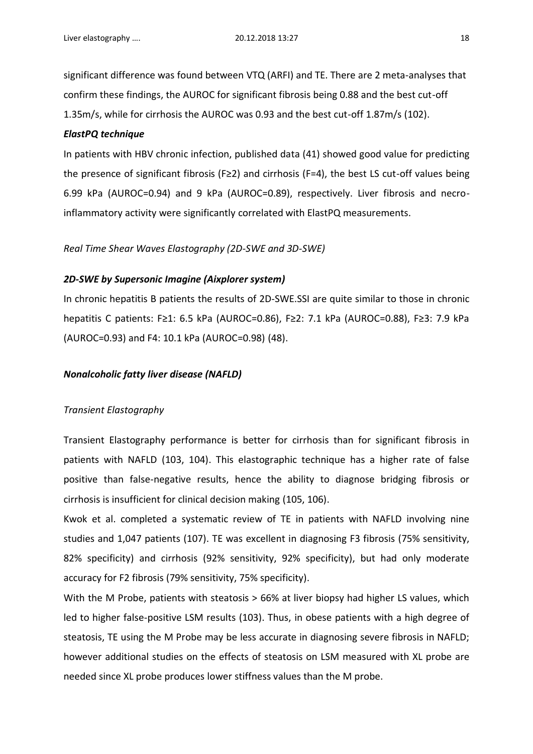significant difference was found between VTQ (ARFI) and TE. There are 2 meta-analyses that confirm these findings, the AUROC for significant fibrosis being 0.88 and the best cut-off 1.35m/s, while for cirrhosis the AUROC was 0.93 and the best cut-off 1.87m/s (102).

***ElastPQ technique***

In patients with HBV chronic infection, published data (41) showed good value for predicting the presence of significant fibrosis (F≥2) and cirrhosis (F=4), the best LS cut-off values being 6.99 kPa (AUROC=0.94) and 9 kPa (AUROC=0.89), respectively. Liver fibrosis and necro-inflammatory activity were significantly correlated with ElastPQ measurements.

*Real Time Shear Waves Elastography (2D-SWE and 3D-SWE)*

***2D-SWE by Supersonic Imagine (Aixplorer system)***

In chronic hepatitis B patients the results of 2D-SWE.SSI are quite similar to those in chronic hepatitis C patients: F≥1: 6.5 kPa (AUROC=0.86), F≥2: 7.1 kPa (AUROC=0.88), F≥3: 7.9 kPa (AUROC=0.93) and F4: 10.1 kPa (AUROC=0.98) (48).

***Nonalcoholic fatty liver disease (NAFLD)***

*Transient Elastography*

Transient Elastography performance is better for cirrhosis than for significant fibrosis in patients with NAFLD (103, 104). This elastographic technique has a higher rate of false positive than false-negative results, hence the ability to diagnose bridging fibrosis or cirrhosis is insufficient for clinical decision making (105, 106).

Kwok et al. completed a systematic review of TE in patients with NAFLD involving nine studies and 1,047 patients (107). TE was excellent in diagnosing F3 fibrosis (75% sensitivity, 82% specificity) and cirrhosis (92% sensitivity, 92% specificity), but had only moderate accuracy for F2 fibrosis (79% sensitivity, 75% specificity).

With the M Probe, patients with steatosis > 66% at liver biopsy had higher LS values, which led to higher false-positive LSM results (103). Thus, in obese patients with a high degree of steatosis, TE using the M Probe may be less accurate in diagnosing severe fibrosis in NAFLD; however additional studies on the effects of steatosis on LSM measured with XL probe are needed since XL probe produces lower stiffness values than the M probe.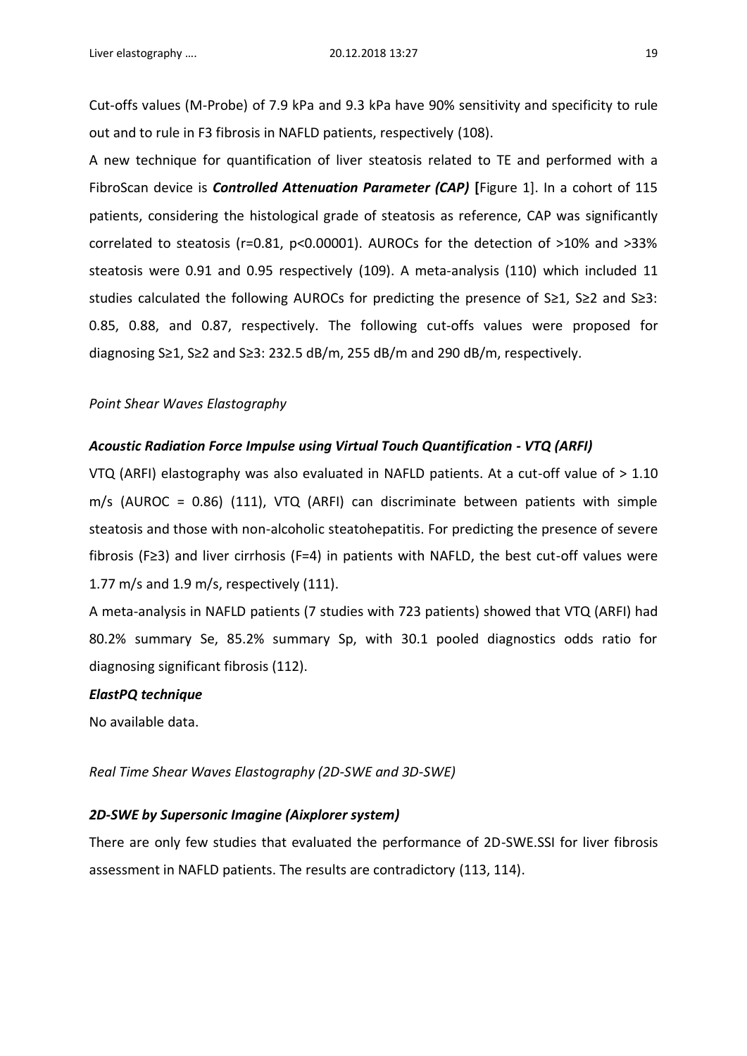Cut-offs values (M-Probe) of 7.9 kPa and 9.3 kPa have 90% sensitivity and specificity to rule out and to rule in F3 fibrosis in NAFLD patients, respectively (108).

A new technique for quantification of liver steatosis related to TE and performed with a FibroScan device is ***Controlled Attenuation Parameter (CAP)*** **[**Figure 1]. In a cohort of 115 patients, considering the histological grade of steatosis as reference, CAP was significantly correlated to steatosis ($r=0.81$, $p<0.00001$). AUROCs for the detection of >10% and >33% steatosis were 0.91 and 0.95 respectively (109). A meta-analysis (110) which included 11 studies calculated the following AUROCs for predicting the presence of S≥1, S≥2 and S≥3: 0.85, 0.88, and 0.87, respectively. The following cut-offs values were proposed for diagnosing S≥1, S≥2 and S≥3: 232.5 dB/m, 255 dB/m and 290 dB/m, respectively.

*Point Shear Waves Elastography*

***Acoustic Radiation Force Impulse using Virtual Touch Quantification - VTQ (ARFI)***

VTQ (ARFI) elastography was also evaluated in NAFLD patients. At a cut-off value of > 1.10 m/s (AUROC = 0.86) (111), VTQ (ARFI) can discriminate between patients with simple steatosis and those with non-alcoholic steatohepatitis. For predicting the presence of severe fibrosis (F≥3) and liver cirrhosis (F=4) in patients with NAFLD, the best cut-off values were 1.77 m/s and 1.9 m/s, respectively (111).

A meta-analysis in NAFLD patients (7 studies with 723 patients) showed that VTQ (ARFI) had 80.2% summary Se, 85.2% summary Sp, with 30.1 pooled diagnostics odds ratio for diagnosing significant fibrosis (112).

***ElastPQ technique***

No available data.

*Real Time Shear Waves Elastography (2D-SWE and 3D-SWE)*

***2D-SWE by Supersonic Imagine (Aixplorer system)***

There are only few studies that evaluated the performance of 2D-SWE.SSI for liver fibrosis assessment in NAFLD patients. The results are contradictory (113, 114).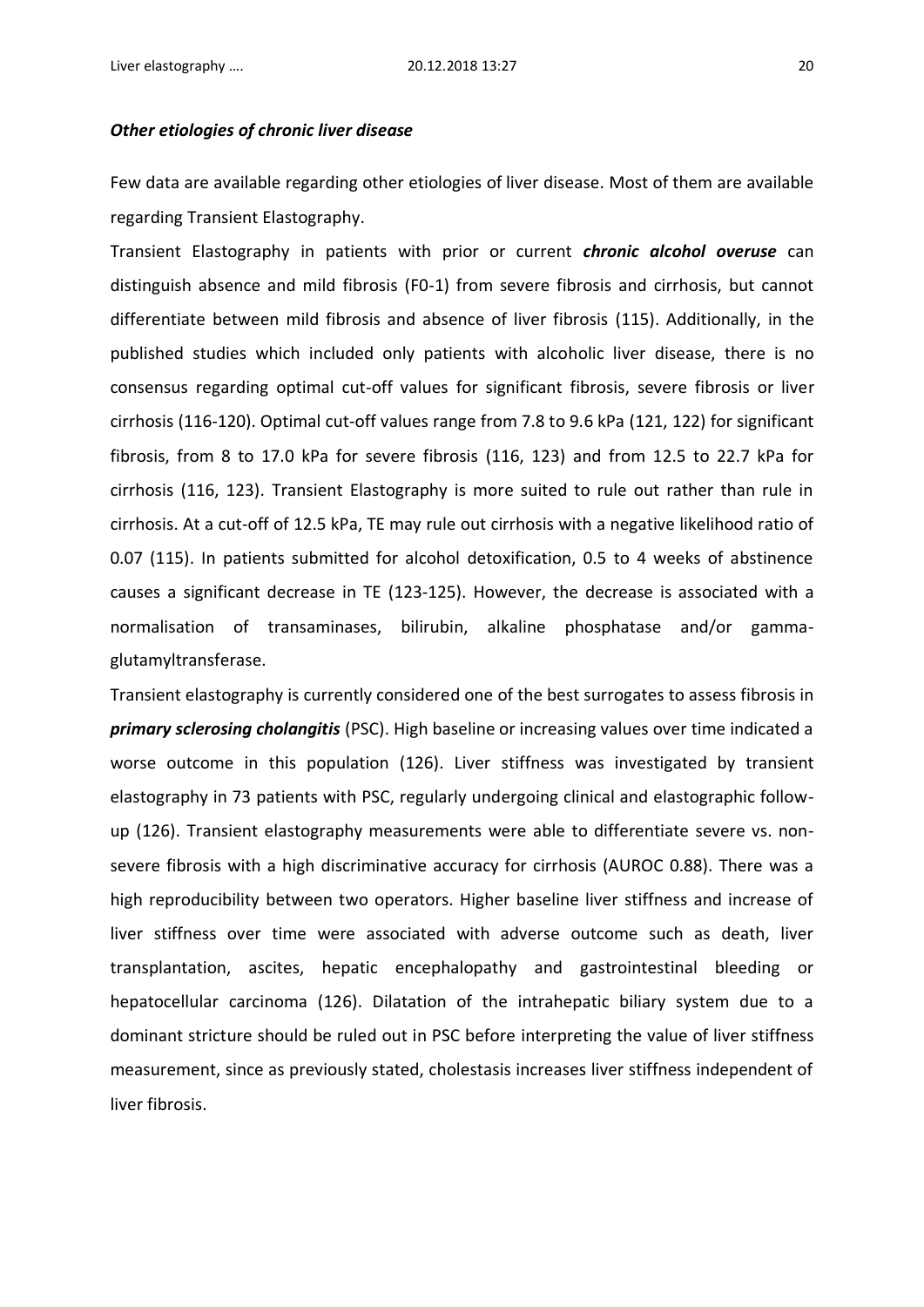### *Other etiologies of chronic liver disease*

Few data are available regarding other etiologies of liver disease. Most of them are available regarding Transient Elastography.

Transient Elastography in patients with prior or current ***chronic alcohol overuse*** can distinguish absence and mild fibrosis (F0-1) from severe fibrosis and cirrhosis, but cannot differentiate between mild fibrosis and absence of liver fibrosis (115). Additionally, in the published studies which included only patients with alcoholic liver disease, there is no consensus regarding optimal cut-off values for significant fibrosis, severe fibrosis or liver cirrhosis (116-120). Optimal cut-off values range from 7.8 to 9.6 kPa (121, 122) for significant fibrosis, from 8 to 17.0 kPa for severe fibrosis (116, 123) and from 12.5 to 22.7 kPa for cirrhosis (116, 123). Transient Elastography is more suited to rule out rather than rule in cirrhosis. At a cut-off of 12.5 kPa, TE may rule out cirrhosis with a negative likelihood ratio of 0.07 (115). In patients submitted for alcohol detoxification, 0.5 to 4 weeks of abstinence causes a significant decrease in TE (123-125). However, the decrease is associated with a normalisation of transaminases, bilirubin, alkaline phosphatase and/or gamma-glutamyltransferase.

Transient elastography is currently considered one of the best surrogates to assess fibrosis in ***primary sclerosing cholangitis*** (PSC). High baseline or increasing values over time indicated a worse outcome in this population (126). Liver stiffness was investigated by transient elastography in 73 patients with PSC, regularly undergoing clinical and elastographic follow-up (126). Transient elastography measurements were able to differentiate severe vs. non-severe fibrosis with a high discriminative accuracy for cirrhosis (AUROC 0.88). There was a high reproducibility between two operators. Higher baseline liver stiffness and increase of liver stiffness over time were associated with adverse outcome such as death, liver transplantation, ascites, hepatic encephalopathy and gastrointestinal bleeding or hepatocellular carcinoma (126). Dilatation of the intrahepatic biliary system due to a dominant stricture should be ruled out in PSC before interpreting the value of liver stiffness measurement, since as previously stated, cholestasis increases liver stiffness independent of liver fibrosis.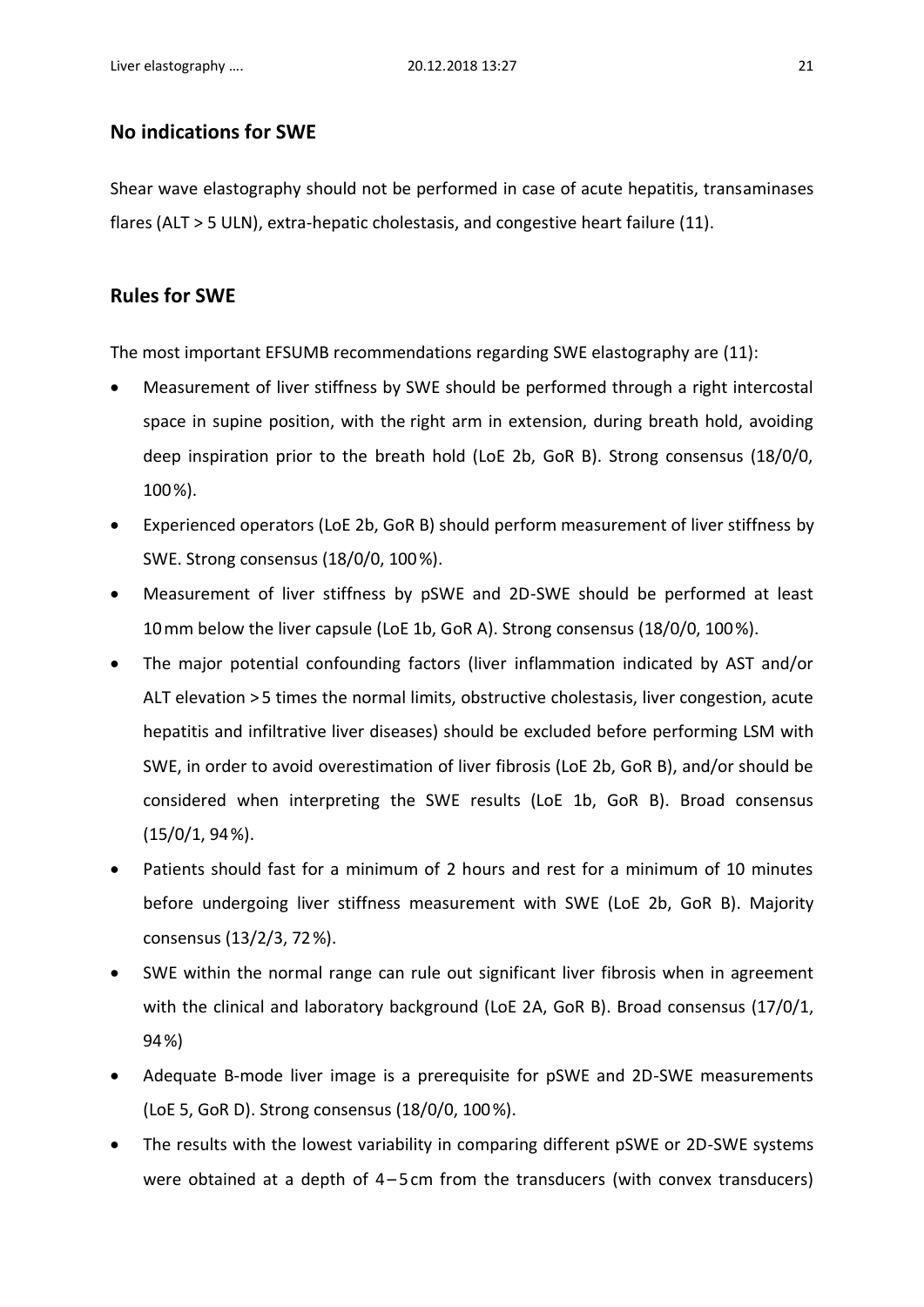## No indications for SWE

Shear wave elastography should not be performed in case of acute hepatitis, transaminases flares (ALT > 5 ULN), extra-hepatic cholestasis, and congestive heart failure (11).

## Rules for SWE

The most important EFSUMB recommendations regarding SWE elastography are (11):

- Measurement of liver stiffness by SWE should be performed through a right intercostal space in supine position, with the right arm in extension, during breath hold, avoiding deep inspiration prior to the breath hold (LoE 2b, GoR B). Strong consensus (18/0/0, 100 %).
- Experienced operators (LoE 2b, GoR B) should perform measurement of liver stiffness by SWE. Strong consensus (18/0/0, 100 %).
- Measurement of liver stiffness by pSWE and 2D-SWE should be performed at least 10 mm below the liver capsule (LoE 1b, GoR A). Strong consensus (18/0/0, 100 %).
- The major potential confounding factors (liver inflammation indicated by AST and/or ALT elevation > 5 times the normal limits, obstructive cholestasis, liver congestion, acute hepatitis and infiltrative liver diseases) should be excluded before performing LSM with SWE, in order to avoid overestimation of liver fibrosis (LoE 2b, GoR B), and/or should be considered when interpreting the SWE results (LoE 1b, GoR B). Broad consensus (15/0/1, 94 %).
- Patients should fast for a minimum of 2 hours and rest for a minimum of 10 minutes before undergoing liver stiffness measurement with SWE (LoE 2b, GoR B). Majority consensus (13/2/3, 72 %).
- SWE within the normal range can rule out significant liver fibrosis when in agreement with the clinical and laboratory background (LoE 2A, GoR B). Broad consensus (17/0/1, 94 %)
- Adequate B-mode liver image is a prerequisite for pSWE and 2D-SWE measurements (LoE 5, GoR D). Strong consensus (18/0/0, 100 %).
- The results with the lowest variability in comparing different pSWE or 2D-SWE systems were obtained at a depth of 4 – 5 cm from the transducers (with convex transducers)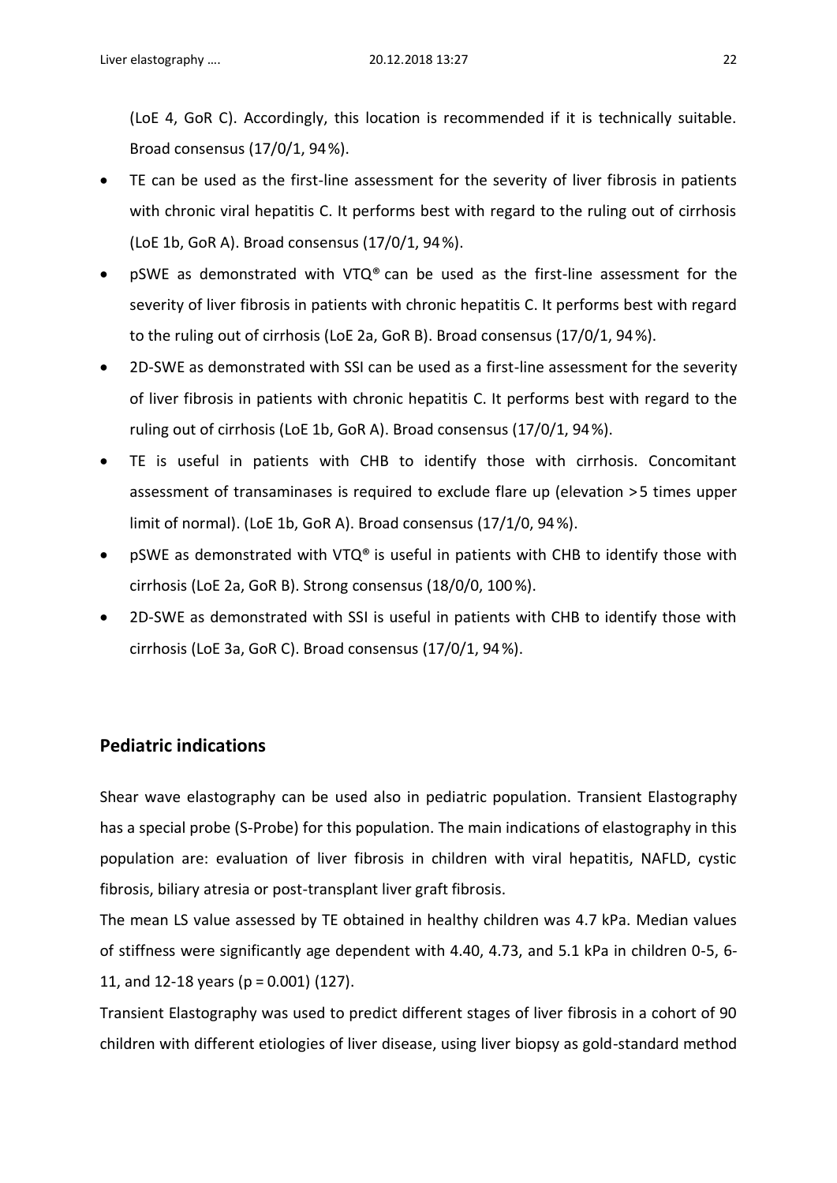(LoE 4, GoR C). Accordingly, this location is recommended if it is technically suitable. Broad consensus (17/0/1, 94 %).

- TE can be used as the first-line assessment for the severity of liver fibrosis in patients with chronic viral hepatitis C. It performs best with regard to the ruling out of cirrhosis (LoE 1b, GoR A). Broad consensus (17/0/1, 94 %).
- pSWE as demonstrated with VTQ® can be used as the first-line assessment for the severity of liver fibrosis in patients with chronic hepatitis C. It performs best with regard to the ruling out of cirrhosis (LoE 2a, GoR B). Broad consensus (17/0/1, 94 %).
- 2D-SWE as demonstrated with SSI can be used as a first-line assessment for the severity of liver fibrosis in patients with chronic hepatitis C. It performs best with regard to the ruling out of cirrhosis (LoE 1b, GoR A). Broad consensus (17/0/1, 94 %).
- TE is useful in patients with CHB to identify those with cirrhosis. Concomitant assessment of transaminases is required to exclude flare up (elevation >5 times upper limit of normal). (LoE 1b, GoR A). Broad consensus (17/1/0, 94 %).
- pSWE as demonstrated with VTQ® is useful in patients with CHB to identify those with cirrhosis (LoE 2a, GoR B). Strong consensus (18/0/0, 100 %).
- 2D-SWE as demonstrated with SSI is useful in patients with CHB to identify those with cirrhosis (LoE 3a, GoR C). Broad consensus (17/0/1, 94 %).

## Pediatric indications

Shear wave elastography can be used also in pediatric population. Transient Elastography has a special probe (S-Probe) for this population. The main indications of elastography in this population are: evaluation of liver fibrosis in children with viral hepatitis, NAFLD, cystic fibrosis, biliary atresia or post-transplant liver graft fibrosis.

The mean LS value assessed by TE obtained in healthy children was 4.7 kPa. Median values of stiffness were significantly age dependent with 4.40, 4.73, and 5.1 kPa in children 0-5, 6-11, and 12-18 years ($p = 0.001$) (127).

Transient Elastography was used to predict different stages of liver fibrosis in a cohort of 90 children with different etiologies of liver disease, using liver biopsy as gold-standard method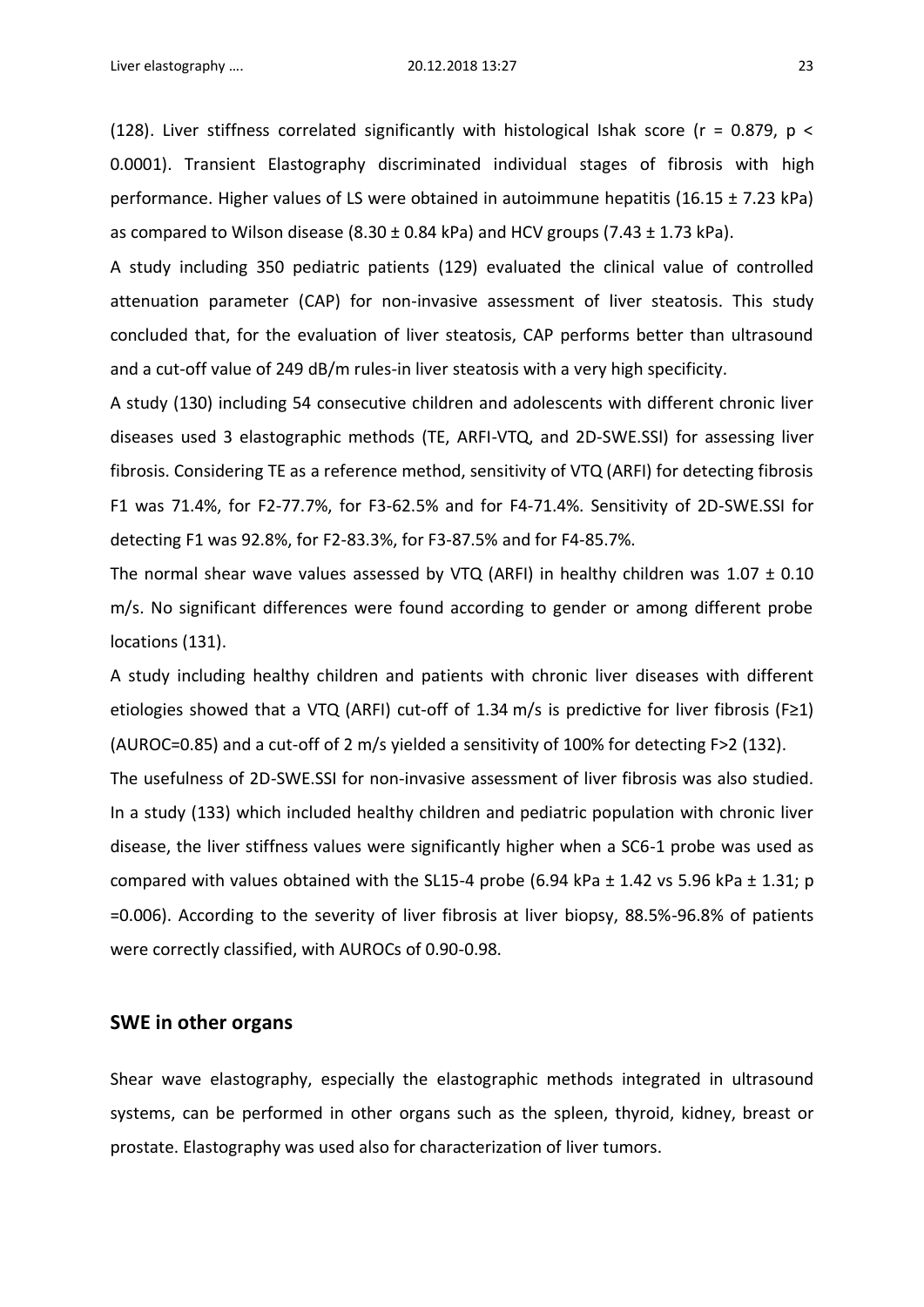(128). Liver stiffness correlated significantly with histological Ishak score ($r = 0.879$, $p < 0.0001$). Transient Elastography discriminated individual stages of fibrosis with high performance. Higher values of LS were obtained in autoimmune hepatitis (16.15 ± 7.23 kPa) as compared to Wilson disease (8.30 ± 0.84 kPa) and HCV groups (7.43 ± 1.73 kPa).

A study including 350 pediatric patients (129) evaluated the clinical value of controlled attenuation parameter (CAP) for non-invasive assessment of liver steatosis. This study concluded that, for the evaluation of liver steatosis, CAP performs better than ultrasound and a cut-off value of 249 dB/m rules-in liver steatosis with a very high specificity.

A study (130) including 54 consecutive children and adolescents with different chronic liver diseases used 3 elastographic methods (TE, ARFI-VTQ, and 2D-SWE.SSI) for assessing liver fibrosis. Considering TE as a reference method, sensitivity of VTQ (ARFI) for detecting fibrosis F1 was 71.4%, for F2-77.7%, for F3-62.5% and for F4-71.4%. Sensitivity of 2D-SWE.SSI for detecting F1 was 92.8%, for F2-83.3%, for F3-87.5% and for F4-85.7%.

The normal shear wave values assessed by VTQ (ARFI) in healthy children was 1.07 ± 0.10 m/s. No significant differences were found according to gender or among different probe locations (131).

A study including healthy children and patients with chronic liver diseases with different etiologies showed that a VTQ (ARFI) cut-off of 1.34 m/s is predictive for liver fibrosis ($F \geq 1$) (AUROC=0.85) and a cut-off of 2 m/s yielded a sensitivity of 100% for detecting $F > 2$ (132).

The usefulness of 2D-SWE.SSI for non-invasive assessment of liver fibrosis was also studied. In a study (133) which included healthy children and pediatric population with chronic liver disease, the liver stiffness values were significantly higher when a SC6-1 probe was used as compared with values obtained with the SL15-4 probe (6.94 kPa ± 1.42 vs 5.96 kPa ± 1.31; $p = 0.006$). According to the severity of liver fibrosis at liver biopsy, 88.5%-96.8% of patients were correctly classified, with AUROCs of 0.90-0.98.

## SWE in other organs

Shear wave elastography, especially the elastographic methods integrated in ultrasound systems, can be performed in other organs such as the spleen, thyroid, kidney, breast or prostate. Elastography was used also for characterization of liver tumors.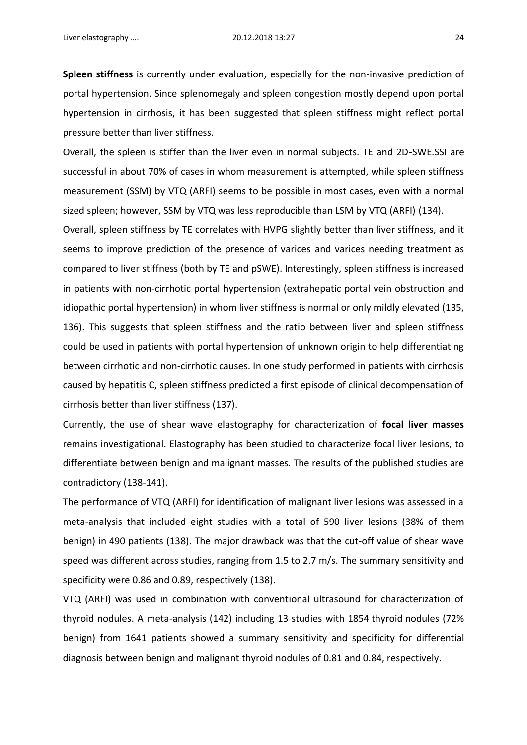**Spleen stiffness** is currently under evaluation, especially for the non-invasive prediction of portal hypertension. Since splenomegaly and spleen congestion mostly depend upon portal hypertension in cirrhosis, it has been suggested that spleen stiffness might reflect portal pressure better than liver stiffness.

Overall, the spleen is stiffer than the liver even in normal subjects. TE and 2D-SWE.SSI are successful in about 70% of cases in whom measurement is attempted, while spleen stiffness measurement (SSM) by VTQ (ARFI) seems to be possible in most cases, even with a normal sized spleen; however, SSM by VTQ was less reproducible than LSM by VTQ (ARFI) (134).

Overall, spleen stiffness by TE correlates with HVPG slightly better than liver stiffness, and it seems to improve prediction of the presence of varices and varices needing treatment as compared to liver stiffness (both by TE and pSWE). Interestingly, spleen stiffness is increased in patients with non-cirrhotic portal hypertension (extrahepatic portal vein obstruction and idiopathic portal hypertension) in whom liver stiffness is normal or only mildly elevated (135, 136). This suggests that spleen stiffness and the ratio between liver and spleen stiffness could be used in patients with portal hypertension of unknown origin to help differentiating between cirrhotic and non-cirrhotic causes. In one study performed in patients with cirrhosis caused by hepatitis C, spleen stiffness predicted a first episode of clinical decompensation of cirrhosis better than liver stiffness (137).

Currently, the use of shear wave elastography for characterization of **focal liver masses** remains investigational. Elastography has been studied to characterize focal liver lesions, to differentiate between benign and malignant masses. The results of the published studies are contradictory (138-141).

The performance of VTQ (ARFI) for identification of malignant liver lesions was assessed in a meta-analysis that included eight studies with a total of 590 liver lesions (38% of them benign) in 490 patients (138). The major drawback was that the cut-off value of shear wave speed was different across studies, ranging from 1.5 to 2.7 m/s. The summary sensitivity and specificity were 0.86 and 0.89, respectively (138).

VTQ (ARFI) was used in combination with conventional ultrasound for characterization of thyroid nodules. A meta-analysis (142) including 13 studies with 1854 thyroid nodules (72% benign) from 1641 patients showed a summary sensitivity and specificity for differential diagnosis between benign and malignant thyroid nodules of 0.81 and 0.84, respectively.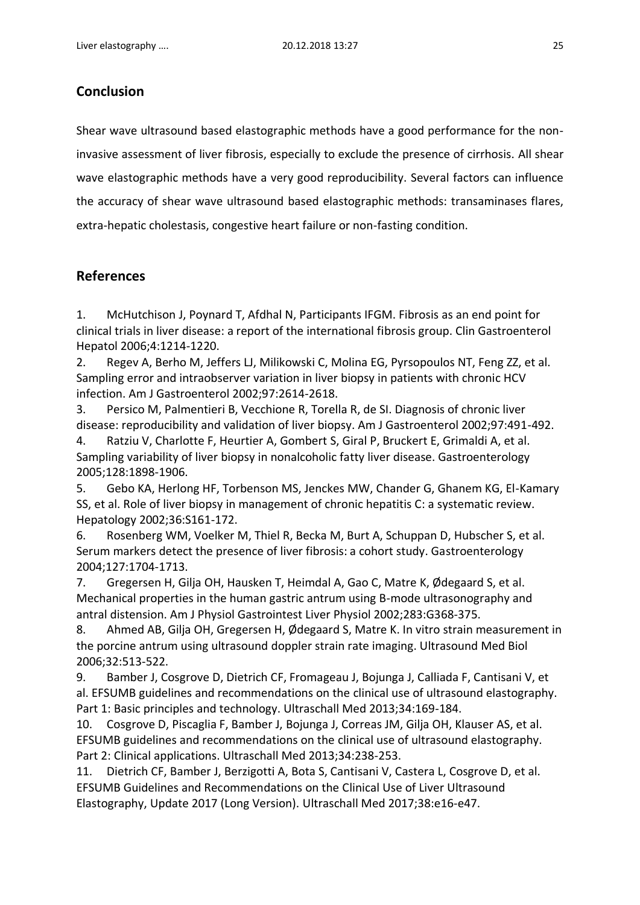## Conclusion

Shear wave ultrasound based elastographic methods have a good performance for the non-invasive assessment of liver fibrosis, especially to exclude the presence of cirrhosis. All shear wave elastographic methods have a very good reproducibility. Several factors can influence the accuracy of shear wave ultrasound based elastographic methods: transaminases flares, extra-hepatic cholestasis, congestive heart failure or non-fasting condition.

## References

1. McHutchison J, Poynard T, Afdhal N, Participants IFGM. Fibrosis as an end point for clinical trials in liver disease: a report of the international fibrosis group. Clin Gastroenterol Hepatol 2006;4:1214-1220.
2. Regev A, Berho M, Jeffers LJ, Milikowski C, Molina EG, Pyrsopoulos NT, Feng ZZ, et al. Sampling error and intraobserver variation in liver biopsy in patients with chronic HCV infection. Am J Gastroenterol 2002;97:2614-2618.
3. Persico M, Palmentieri B, Vecchione R, Torella R, de SI. Diagnosis of chronic liver disease: reproducibility and validation of liver biopsy. Am J Gastroenterol 2002;97:491-492.
4. Ratziu V, Charlotte F, Heurtier A, Gombert S, Giral P, Bruckert E, Grimaldi A, et al. Sampling variability of liver biopsy in nonalcoholic fatty liver disease. Gastroenterology 2005;128:1898-1906.
5. Gebo KA, Herlong HF, Torbenson MS, Jenckes MW, Chander G, Ghanem KG, El-Kamary SS, et al. Role of liver biopsy in management of chronic hepatitis C: a systematic review. Hepatology 2002;36:S161-172.
6. Rosenberg WM, Voelker M, Thiel R, Becka M, Burt A, Schuppan D, Hubscher S, et al. Serum markers detect the presence of liver fibrosis: a cohort study. Gastroenterology 2004;127:1704-1713.
7. Gregersen H, Gilja OH, Hausken T, Heimdal A, Gao C, Matre K, Ødegaard S, et al. Mechanical properties in the human gastric antrum using B-mode ultrasonography and antral distension. Am J Physiol Gastrointest Liver Physiol 2002;283:G368-375.
8. Ahmed AB, Gilja OH, Gregersen H, Ødegaard S, Matre K. In vitro strain measurement in the porcine antrum using ultrasound doppler strain rate imaging. Ultrasound Med Biol 2006;32:513-522.
9. Bamber J, Cosgrove D, Dietrich CF, Fromageau J, Bojunga J, Calliada F, Cantisani V, et al. EFSUMB guidelines and recommendations on the clinical use of ultrasound elastography. Part 1: Basic principles and technology. Ultraschall Med 2013;34:169-184.
10. Cosgrove D, Piscaglia F, Bamber J, Bojunga J, Correas JM, Gilja OH, Klauser AS, et al. EFSUMB guidelines and recommendations on the clinical use of ultrasound elastography. Part 2: Clinical applications. Ultraschall Med 2013;34:238-253.
11. Dietrich CF, Bamber J, Berzigotti A, Bota S, Cantisani V, Castera L, Cosgrove D, et al. EFSUMB Guidelines and Recommendations on the Clinical Use of Liver Ultrasound Elastography, Update 2017 (Long Version). Ultraschall Med 2017;38:e16-e47.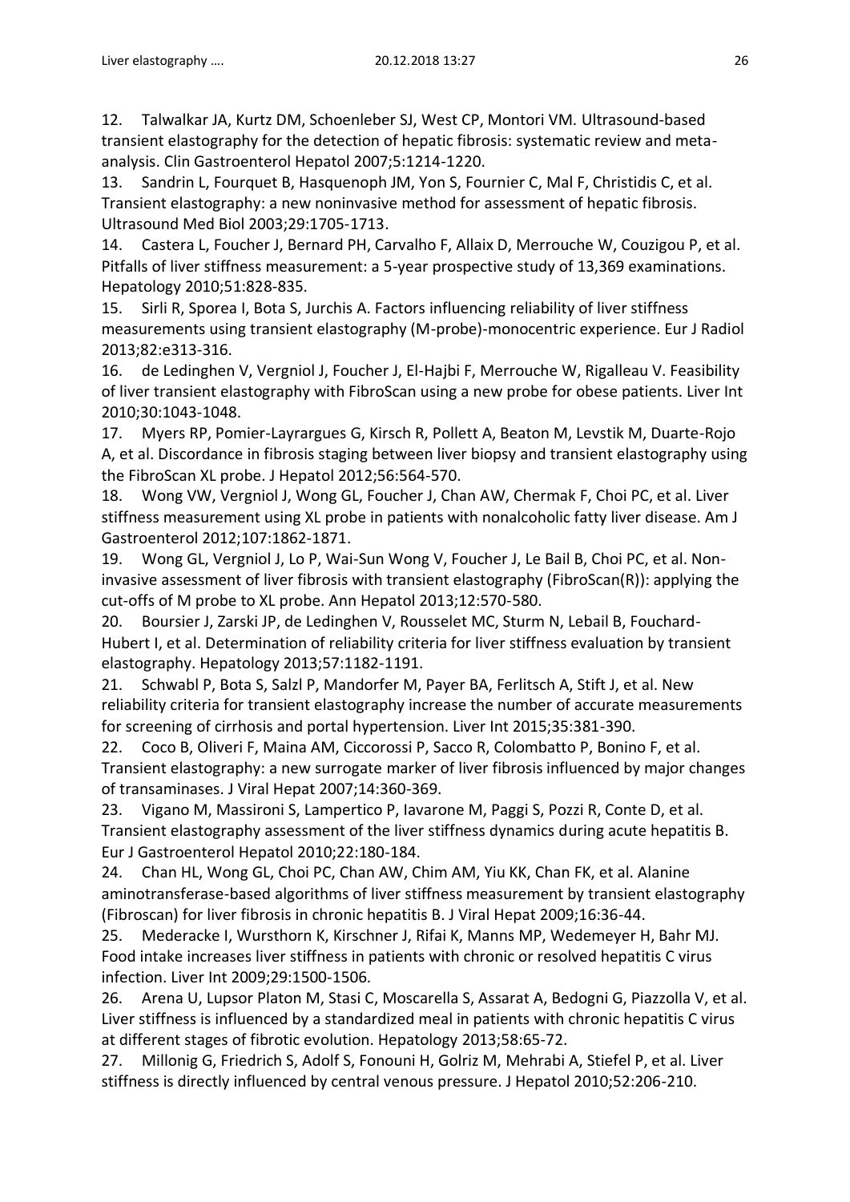12. Talwalkar JA, Kurtz DM, Schoenleber SJ, West CP, Montori VM. Ultrasound-based transient elastography for the detection of hepatic fibrosis: systematic review and meta-analysis. Clin Gastroenterol Hepatol 2007;5:1214-1220.
13. Sandrin L, Fourquet B, Hasquenoph JM, Yon S, Fournier C, Mal F, Christidis C, et al. Transient elastography: a new noninvasive method for assessment of hepatic fibrosis. Ultrasound Med Biol 2003;29:1705-1713.
14. Castera L, Foucher J, Bernard PH, Carvalho F, Allaix D, Merrouche W, Couzigou P, et al. Pitfalls of liver stiffness measurement: a 5-year prospective study of 13,369 examinations. Hepatology 2010;51:828-835.
15. Sirli R, Sporea I, Bota S, Jurchis A. Factors influencing reliability of liver stiffness measurements using transient elastography (M-probe)-monocentric experience. Eur J Radiol 2013;82:e313-316.
16. de Ledinghen V, Vergniol J, Foucher J, El-Hajbi F, Merrouche W, Rigalleau V. Feasibility of liver transient elastography with FibroScan using a new probe for obese patients. Liver Int 2010;30:1043-1048.
17. Myers RP, Pomier-Layrargues G, Kirsch R, Pollett A, Beaton M, Levstik M, Duarte-Rojo A, et al. Discordance in fibrosis staging between liver biopsy and transient elastography using the FibroScan XL probe. J Hepatol 2012;56:564-570.
18. Wong VW, Vergniol J, Wong GL, Foucher J, Chan AW, Chermak F, Choi PC, et al. Liver stiffness measurement using XL probe in patients with nonalcoholic fatty liver disease. Am J Gastroenterol 2012;107:1862-1871.
19. Wong GL, Vergniol J, Lo P, Wai-Sun Wong V, Foucher J, Le Bail B, Choi PC, et al. Non-invasive assessment of liver fibrosis with transient elastography (FibroScan(R)): applying the cut-offs of M probe to XL probe. Ann Hepatol 2013;12:570-580.
20. Boursier J, Zarski JP, de Ledinghen V, Rousselet MC, Sturm N, Lebail B, Fouchard-Hubert I, et al. Determination of reliability criteria for liver stiffness evaluation by transient elastography. Hepatology 2013;57:1182-1191.
21. Schwabl P, Bota S, Salzl P, Mandorfer M, Payer BA, Ferlitsch A, Stift J, et al. New reliability criteria for transient elastography increase the number of accurate measurements for screening of cirrhosis and portal hypertension. Liver Int 2015;35:381-390.
22. Coco B, Oliveri F, Maina AM, Ciccorossi P, Sacco R, Colombatto P, Bonino F, et al. Transient elastography: a new surrogate marker of liver fibrosis influenced by major changes of transaminases. J Viral Hepat 2007;14:360-369.
23. Vigano M, Massironi S, Lampertico P, Iavarone M, Paggi S, Pozzi R, Conte D, et al. Transient elastography assessment of the liver stiffness dynamics during acute hepatitis B. Eur J Gastroenterol Hepatol 2010;22:180-184.
24. Chan HL, Wong GL, Choi PC, Chan AW, Chim AM, Yiu KK, Chan FK, et al. Alanine aminotransferase-based algorithms of liver stiffness measurement by transient elastography (Fibroscan) for liver fibrosis in chronic hepatitis B. J Viral Hepat 2009;16:36-44.
25. Mederacke I, Wursthorn K, Kirschner J, Rifai K, Manns MP, Wedemeyer H, Bahr MJ. Food intake increases liver stiffness in patients with chronic or resolved hepatitis C virus infection. Liver Int 2009;29:1500-1506.
26. Arena U, Lupsor Platon M, Stasi C, Moscarella S, Assarat A, Bedogni G, Piazzolla V, et al. Liver stiffness is influenced by a standardized meal in patients with chronic hepatitis C virus at different stages of fibrotic evolution. Hepatology 2013;58:65-72.
27. Millonig G, Friedrich S, Adolf S, Fonouni H, Golriz M, Mehrabi A, Stiefel P, et al. Liver stiffness is directly influenced by central venous pressure. J Hepatol 2010;52:206-210.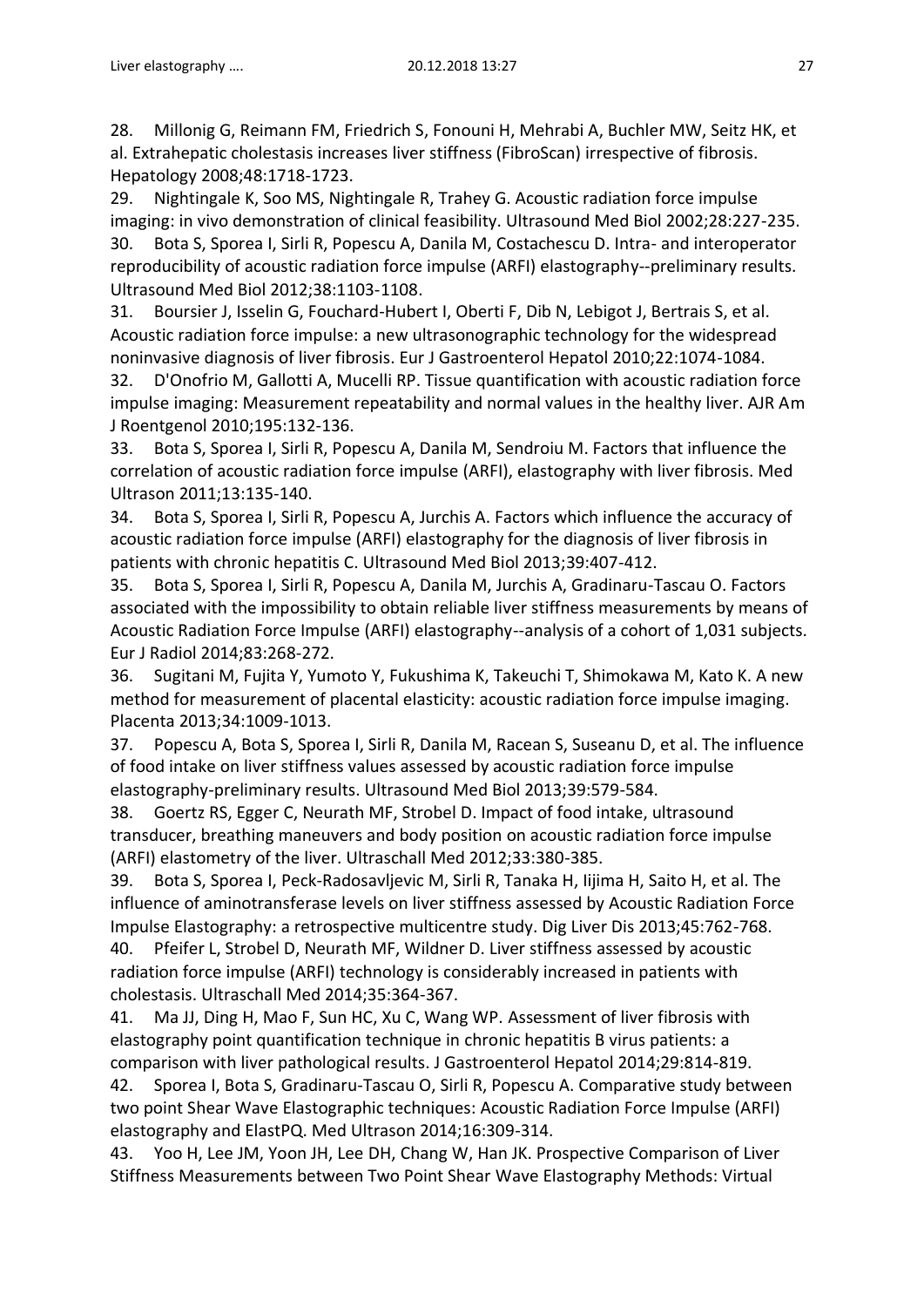28. Millonig G, Reimann FM, Friedrich S, Fonouni H, Mehrabi A, Buchler MW, Seitz HK, et al. Extrahepatic cholestasis increases liver stiffness (FibroScan) irrespective of fibrosis. Hepatology 2008;48:1718-1723.

29. Nightingale K, Soo MS, Nightingale R, Trahey G. Acoustic radiation force impulse imaging: in vivo demonstration of clinical feasibility. Ultrasound Med Biol 2002;28:227-235.

30. Bota S, Sporea I, Sirli R, Popescu A, Danila M, Costachescu D. Intra- and interoperator reproducibility of acoustic radiation force impulse (ARFI) elastography--preliminary results. Ultrasound Med Biol 2012;38:1103-1108.

31. Boursier J, Isselin G, Fouchard-Hubert I, Oberti F, Dib N, Lebigot J, Bertrais S, et al. Acoustic radiation force impulse: a new ultrasonographic technology for the widespread noninvasive diagnosis of liver fibrosis. Eur J Gastroenterol Hepatol 2010;22:1074-1084.

32. D'Onofrio M, Gallotti A, Mucelli RP. Tissue quantification with acoustic radiation force impulse imaging: Measurement repeatability and normal values in the healthy liver. AJR Am J Roentgenol 2010;195:132-136.

33. Bota S, Sporea I, Sirli R, Popescu A, Danila M, Sendroiu M. Factors that influence the correlation of acoustic radiation force impulse (ARFI), elastography with liver fibrosis. Med Ultrason 2011;13:135-140.

34. Bota S, Sporea I, Sirli R, Popescu A, Jurchis A. Factors which influence the accuracy of acoustic radiation force impulse (ARFI) elastography for the diagnosis of liver fibrosis in patients with chronic hepatitis C. Ultrasound Med Biol 2013;39:407-412.

35. Bota S, Sporea I, Sirli R, Popescu A, Danila M, Jurchis A, Gradinaru-Tascau O. Factors associated with the impossibility to obtain reliable liver stiffness measurements by means of Acoustic Radiation Force Impulse (ARFI) elastography--analysis of a cohort of 1,031 subjects. Eur J Radiol 2014;83:268-272.

36. Sugitani M, Fujita Y, Yumoto Y, Fukushima K, Takeuchi T, Shimokawa M, Kato K. A new method for measurement of placental elasticity: acoustic radiation force impulse imaging. Placenta 2013;34:1009-1013.

37. Popescu A, Bota S, Sporea I, Sirli R, Danila M, Racean S, Suseanu D, et al. The influence of food intake on liver stiffness values assessed by acoustic radiation force impulse elastography-preliminary results. Ultrasound Med Biol 2013;39:579-584.

38. Goertz RS, Egger C, Neurath MF, Strobel D. Impact of food intake, ultrasound transducer, breathing maneuvers and body position on acoustic radiation force impulse (ARFI) elastometry of the liver. Ultraschall Med 2012;33:380-385.

39. Bota S, Sporea I, Peck-Radosavljevic M, Sirli R, Tanaka H, Iijima H, Saito H, et al. The influence of aminotransferase levels on liver stiffness assessed by Acoustic Radiation Force Impulse Elastography: a retrospective multicentre study. Dig Liver Dis 2013;45:762-768.

40. Pfeifer L, Strobel D, Neurath MF, Wildner D. Liver stiffness assessed by acoustic radiation force impulse (ARFI) technology is considerably increased in patients with cholestasis. Ultraschall Med 2014;35:364-367.

41. Ma JJ, Ding H, Mao F, Sun HC, Xu C, Wang WP. Assessment of liver fibrosis with elastography point quantification technique in chronic hepatitis B virus patients: a comparison with liver pathological results. J Gastroenterol Hepatol 2014;29:814-819.

42. Sporea I, Bota S, Gradinaru-Tascau O, Sirli R, Popescu A. Comparative study between two point Shear Wave Elastographic techniques: Acoustic Radiation Force Impulse (ARFI) elastography and ElastPQ. Med Ultrason 2014;16:309-314.

43. Yoo H, Lee JM, Yoon JH, Lee DH, Chang W, Han JK. Prospective Comparison of Liver Stiffness Measurements between Two Point Shear Wave Elastography Methods: Virtual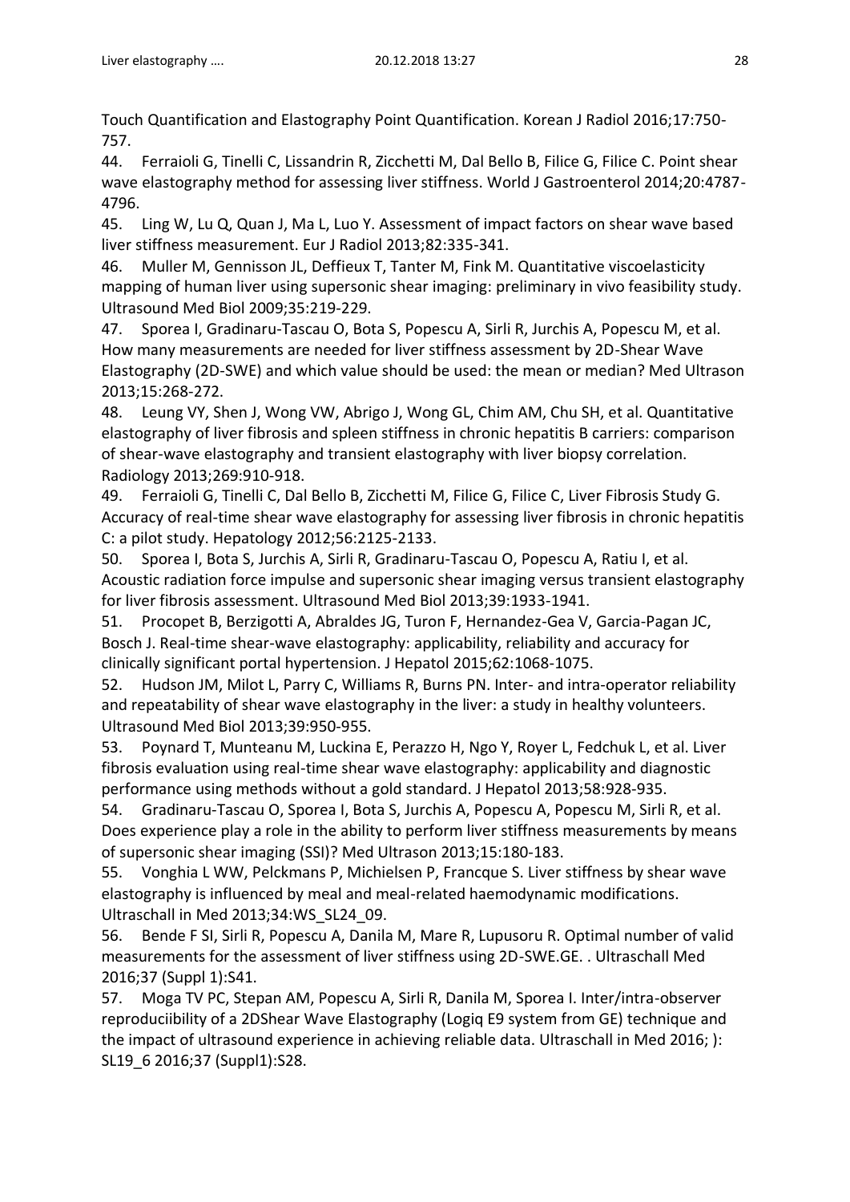Touch Quantification and Elastography Point Quantification. Korean J Radiol 2016;17:750-757.

44. Ferraioli G, Tinelli C, Lissandrin R, Zicchetti M, Dal Bello B, Filice G, Filice C. Point shear wave elastography method for assessing liver stiffness. World J Gastroenterol 2014;20:4787-4796.

45. Ling W, Lu Q, Quan J, Ma L, Luo Y. Assessment of impact factors on shear wave based liver stiffness measurement. Eur J Radiol 2013;82:335-341.

46. Muller M, Gennisson JL, Deffieux T, Tanter M, Fink M. Quantitative viscoelasticity mapping of human liver using supersonic shear imaging: preliminary in vivo feasibility study. Ultrasound Med Biol 2009;35:219-229.

47. Sporea I, Gradinaru-Tascau O, Bota S, Popescu A, Sirli R, Jurchis A, Popescu M, et al. How many measurements are needed for liver stiffness assessment by 2D-Shear Wave Elastography (2D-SWE) and which value should be used: the mean or median? Med Ultrason 2013;15:268-272.

48. Leung VY, Shen J, Wong VW, Abrigo J, Wong GL, Chim AM, Chu SH, et al. Quantitative elastography of liver fibrosis and spleen stiffness in chronic hepatitis B carriers: comparison of shear-wave elastography and transient elastography with liver biopsy correlation. Radiology 2013;269:910-918.

49. Ferraioli G, Tinelli C, Dal Bello B, Zicchetti M, Filice G, Filice C, Liver Fibrosis Study G. Accuracy of real-time shear wave elastography for assessing liver fibrosis in chronic hepatitis C: a pilot study. Hepatology 2012;56:2125-2133.

50. Sporea I, Bota S, Jurchis A, Sirli R, Gradinaru-Tascau O, Popescu A, Ratiu I, et al. Acoustic radiation force impulse and supersonic shear imaging versus transient elastography for liver fibrosis assessment. Ultrasound Med Biol 2013;39:1933-1941.

51. Procopet B, Berzigotti A, Abraldes JG, Turon F, Hernandez-Gea V, Garcia-Pagan JC, Bosch J. Real-time shear-wave elastography: applicability, reliability and accuracy for clinically significant portal hypertension. J Hepatol 2015;62:1068-1075.

52. Hudson JM, Milot L, Parry C, Williams R, Burns PN. Inter- and intra-operator reliability and repeatability of shear wave elastography in the liver: a study in healthy volunteers. Ultrasound Med Biol 2013;39:950-955.

53. Poynard T, Munteanu M, Luckina E, Perazzo H, Ngo Y, Royer L, Fedchuk L, et al. Liver fibrosis evaluation using real-time shear wave elastography: applicability and diagnostic performance using methods without a gold standard. J Hepatol 2013;58:928-935.

54. Gradinaru-Tascau O, Sporea I, Bota S, Jurchis A, Popescu A, Popescu M, Sirli R, et al. Does experience play a role in the ability to perform liver stiffness measurements by means of supersonic shear imaging (SSI)? Med Ultrason 2013;15:180-183.

55. Vonghia L WW, Pelckmans P, Michielsen P, Francque S. Liver stiffness by shear wave elastography is influenced by meal and meal-related haemodynamic modifications. Ultraschall in Med 2013;34:WS_SL24_09.

56. Bende F SI, Sirli R, Popescu A, Danila M, Mare R, Lupusoru R. Optimal number of valid measurements for the assessment of liver stiffness using 2D-SWE.GE. . Ultraschall Med 2016;37 (Suppl 1):S41.

57. Moga TV PC, Stepan AM, Popescu A, Sirli R, Danila M, Sporea I. Inter/intra-observer reproduciibility of a 2DShear Wave Elastography (Logiq E9 system from GE) technique and the impact of ultrasound experience in achieving reliable data. Ultraschall in Med 2016; ): SL19_6 2016;37 (Suppl1):S28.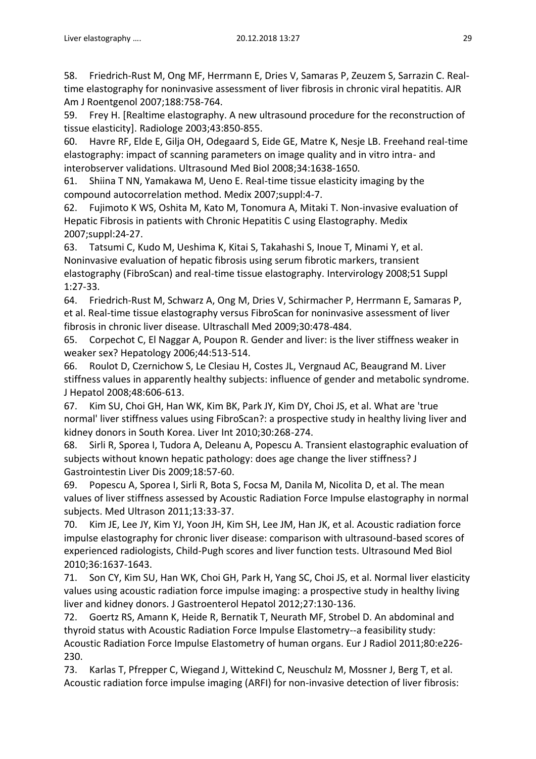58. Friedrich-Rust M, Ong MF, Herrmann E, Dries V, Samaras P, Zeuzem S, Sarrazin C. Real-time elastography for noninvasive assessment of liver fibrosis in chronic viral hepatitis. AJR Am J Roentgenol 2007;188:758-764.

59. Frey H. [Realtime elastography. A new ultrasound procedure for the reconstruction of tissue elasticity]. Radiologe 2003;43:850-855.

60. Havre RF, Elde E, Gilja OH, Odegaard S, Eide GE, Matre K, Nesje LB. Freehand real-time elastography: impact of scanning parameters on image quality and in vitro intra- and interobserver validations. Ultrasound Med Biol 2008;34:1638-1650.

61. Shiina T NN, Yamakawa M, Ueno E. Real-time tissue elasticity imaging by the compound autocorrelation method. Medix 2007;suppl:4-7.

62. Fujimoto K WS, Oshita M, Kato M, Tonomura A, Mitaki T. Non-invasive evaluation of Hepatic Fibrosis in patients with Chronic Hepatitis C using Elastography. Medix 2007;suppl:24-27.

63. Tatsumi C, Kudo M, Ueshima K, Kitai S, Takahashi S, Inoue T, Minami Y, et al. Noninvasive evaluation of hepatic fibrosis using serum fibrotic markers, transient elastography (FibroScan) and real-time tissue elastography. Intervirology 2008;51 Suppl 1:27-33.

64. Friedrich-Rust M, Schwarz A, Ong M, Dries V, Schirmacher P, Herrmann E, Samaras P, et al. Real-time tissue elastography versus FibroScan for noninvasive assessment of liver fibrosis in chronic liver disease. Ultraschall Med 2009;30:478-484.

65. Corpechot C, El Naggar A, Poupon R. Gender and liver: is the liver stiffness weaker in weaker sex? Hepatology 2006;44:513-514.

66. Roulot D, Czernichow S, Le Clesiau H, Costes JL, Vergnaud AC, Beaugrand M. Liver stiffness values in apparently healthy subjects: influence of gender and metabolic syndrome. J Hepatol 2008;48:606-613.

67. Kim SU, Choi GH, Han WK, Kim BK, Park JY, Kim DY, Choi JS, et al. What are 'true normal' liver stiffness values using FibroScan?: a prospective study in healthy living liver and kidney donors in South Korea. Liver Int 2010;30:268-274.

68. Sirli R, Sporea I, Tudora A, Deleanu A, Popescu A. Transient elastographic evaluation of subjects without known hepatic pathology: does age change the liver stiffness? J Gastrointestin Liver Dis 2009;18:57-60.

69. Popescu A, Sporea I, Sirli R, Bota S, Focsa M, Danila M, Nicolita D, et al. The mean values of liver stiffness assessed by Acoustic Radiation Force Impulse elastography in normal subjects. Med Ultrason 2011;13:33-37.

70. Kim JE, Lee JY, Kim YJ, Yoon JH, Kim SH, Lee JM, Han JK, et al. Acoustic radiation force impulse elastography for chronic liver disease: comparison with ultrasound-based scores of experienced radiologists, Child-Pugh scores and liver function tests. Ultrasound Med Biol 2010;36:1637-1643.

71. Son CY, Kim SU, Han WK, Choi GH, Park H, Yang SC, Choi JS, et al. Normal liver elasticity values using acoustic radiation force impulse imaging: a prospective study in healthy living liver and kidney donors. J Gastroenterol Hepatol 2012;27:130-136.

72. Goertz RS, Amann K, Heide R, Bernatik T, Neurath MF, Strobel D. An abdominal and thyroid status with Acoustic Radiation Force Impulse Elastometry--a feasibility study: Acoustic Radiation Force Impulse Elastometry of human organs. Eur J Radiol 2011;80:e226-230.

73. Karlas T, Pfrepper C, Wiegand J, Wittekind C, Neuschulz M, Mossner J, Berg T, et al. Acoustic radiation force impulse imaging (ARFI) for non-invasive detection of liver fibrosis: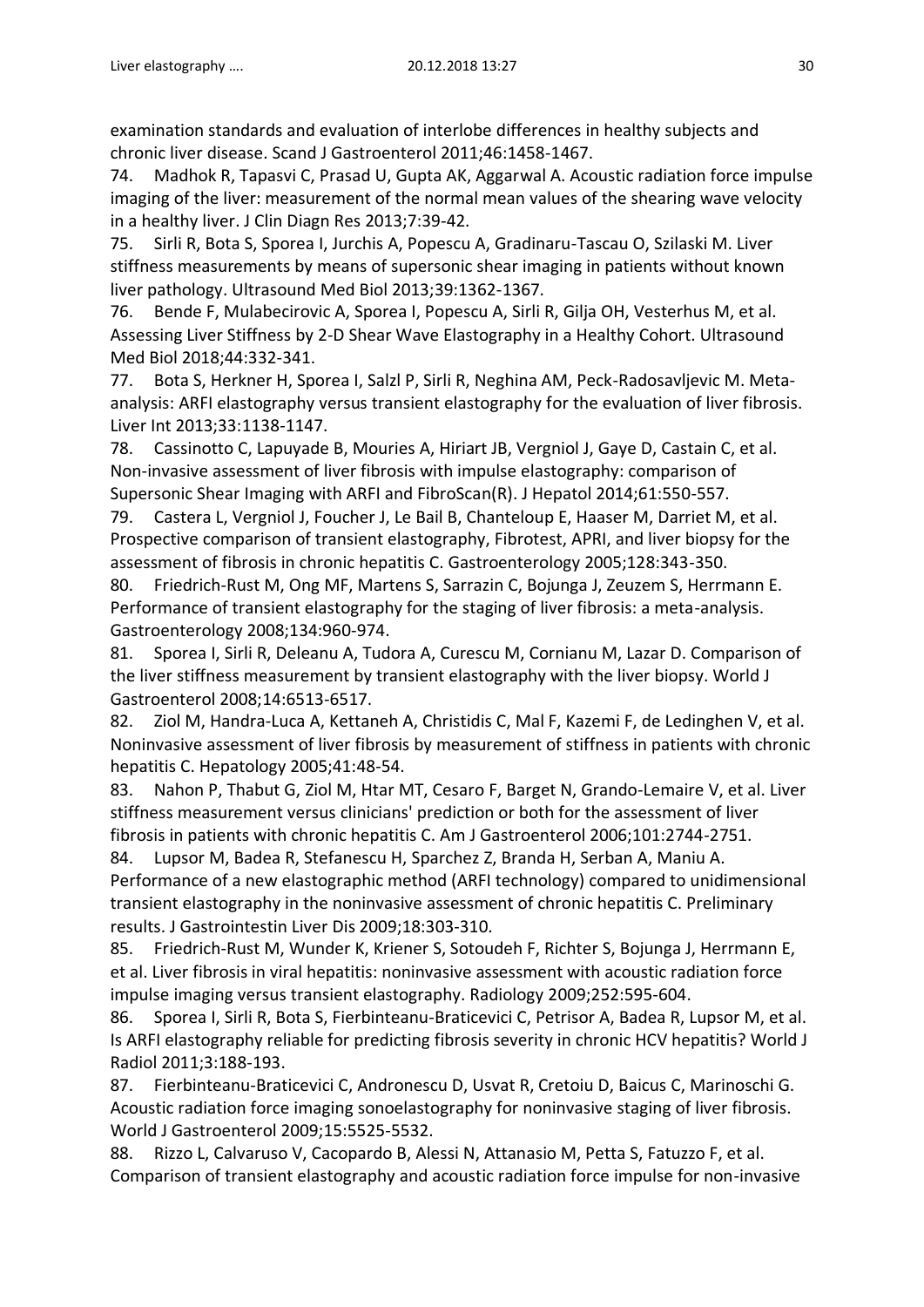examination standards and evaluation of interlobe differences in healthy subjects and chronic liver disease. Scand J Gastroenterol 2011;46:1458-1467.

74. Madhok R, Tapasvi C, Prasad U, Gupta AK, Aggarwal A. Acoustic radiation force impulse imaging of the liver: measurement of the normal mean values of the shearing wave velocity in a healthy liver. J Clin Diagn Res 2013;7:39-42.

75. Sirli R, Bota S, Sporea I, Jurchis A, Popescu A, Gradinaru-Tascau O, Szilaski M. Liver stiffness measurements by means of supersonic shear imaging in patients without known liver pathology. Ultrasound Med Biol 2013;39:1362-1367.

76. Bende F, Mulabecirovic A, Sporea I, Popescu A, Sirli R, Gilja OH, Vesterhus M, et al. Assessing Liver Stiffness by 2-D Shear Wave Elastography in a Healthy Cohort. Ultrasound Med Biol 2018;44:332-341.

77. Bota S, Herkner H, Sporea I, Salzl P, Sirli R, Neghina AM, Peck-Radosavljevic M. Meta-analysis: ARFI elastography versus transient elastography for the evaluation of liver fibrosis. Liver Int 2013;33:1138-1147.

78. Cassinotto C, Lapuyade B, Mouries A, Hiriart JB, Vergniol J, Gaye D, Castain C, et al. Non-invasive assessment of liver fibrosis with impulse elastography: comparison of Supersonic Shear Imaging with ARFI and FibroScan(R). J Hepatol 2014;61:550-557.

79. Castera L, Vergniol J, Foucher J, Le Bail B, Chanteloup E, Haaser M, Darriet M, et al. Prospective comparison of transient elastography, Fibrotest, APRI, and liver biopsy for the assessment of fibrosis in chronic hepatitis C. Gastroenterology 2005;128:343-350.

80. Friedrich-Rust M, Ong MF, Martens S, Sarrazin C, Bojunga J, Zeuzem S, Herrmann E. Performance of transient elastography for the staging of liver fibrosis: a meta-analysis. Gastroenterology 2008;134:960-974.

81. Sporea I, Sirli R, Deleanu A, Tudora A, Curescu M, Cornianu M, Lazar D. Comparison of the liver stiffness measurement by transient elastography with the liver biopsy. World J Gastroenterol 2008;14:6513-6517.

82. Ziol M, Handra-Luca A, Kettaneh A, Christidis C, Mal F, Kazemi F, de Ledinghen V, et al. Noninvasive assessment of liver fibrosis by measurement of stiffness in patients with chronic hepatitis C. Hepatology 2005;41:48-54.

83. Nahon P, Thabut G, Ziol M, Htar MT, Cesaro F, Barget N, Grando-Lemaire V, et al. Liver stiffness measurement versus clinicians' prediction or both for the assessment of liver fibrosis in patients with chronic hepatitis C. Am J Gastroenterol 2006;101:2744-2751.

84. Lupsor M, Badea R, Stefanescu H, Sparchez Z, Branda H, Serban A, Maniu A. Performance of a new elastographic method (ARFI technology) compared to unidimensional transient elastography in the noninvasive assessment of chronic hepatitis C. Preliminary results. J Gastrointestin Liver Dis 2009;18:303-310.

85. Friedrich-Rust M, Wunder K, Kriener S, Sotoudeh F, Richter S, Bojunga J, Herrmann E, et al. Liver fibrosis in viral hepatitis: noninvasive assessment with acoustic radiation force impulse imaging versus transient elastography. Radiology 2009;252:595-604.

86. Sporea I, Sirli R, Bota S, Fierbinteanu-Braticevici C, Petrisor A, Badea R, Lupsor M, et al. Is ARFI elastography reliable for predicting fibrosis severity in chronic HCV hepatitis? World J Radiol 2011;3:188-193.

87. Fierbinteanu-Braticevici C, Andronescu D, Usvat R, Cretoiu D, Baicus C, Marinoschi G. Acoustic radiation force imaging sonoelastography for noninvasive staging of liver fibrosis. World J Gastroenterol 2009;15:5525-5532.

88. Rizzo L, Calvaruso V, Cacopardo B, Alessi N, Attanasio M, Petta S, Fatuzzo F, et al. Comparison of transient elastography and acoustic radiation force impulse for non-invasive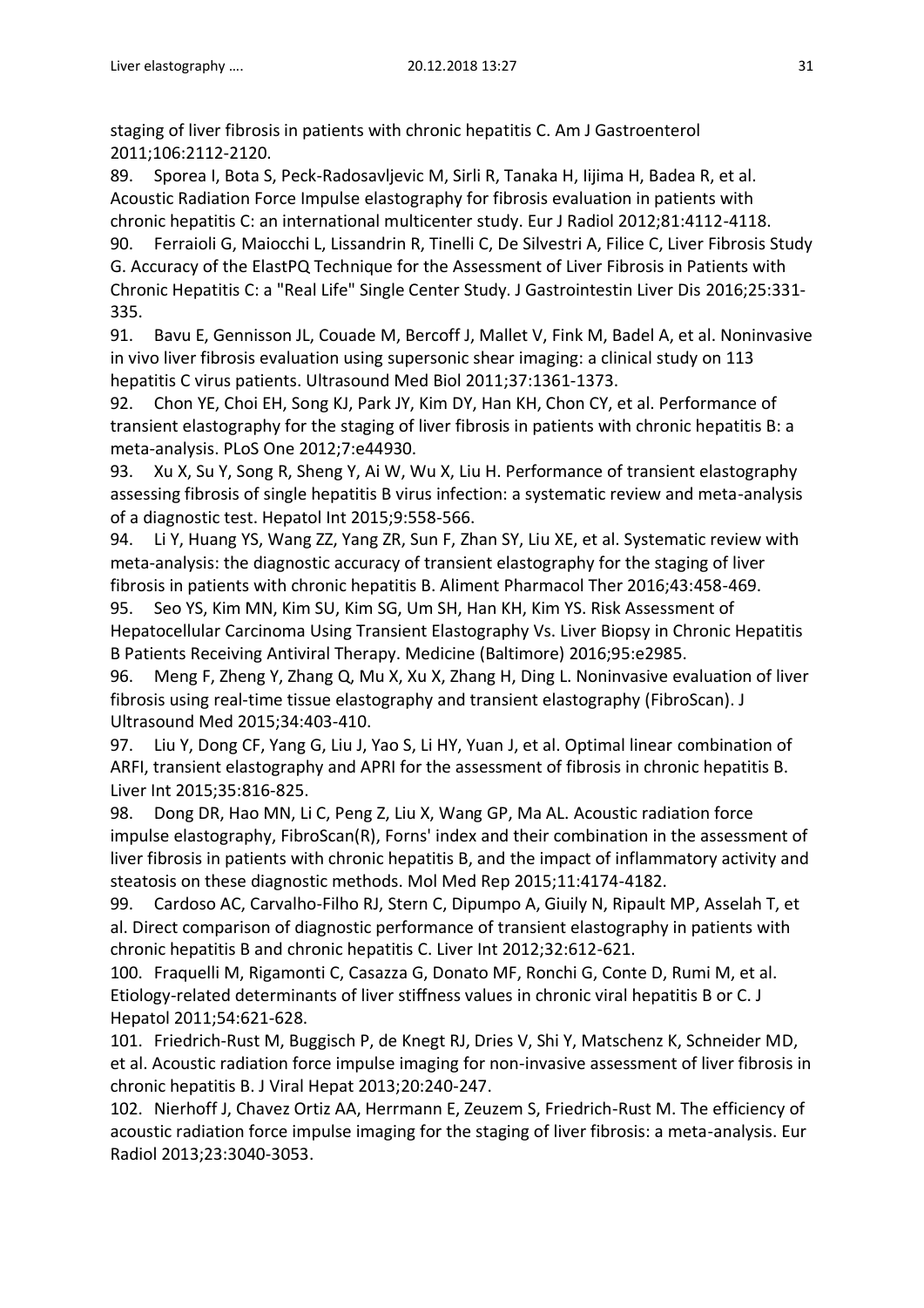staging of liver fibrosis in patients with chronic hepatitis C. Am J Gastroenterol 2011;106:2112-2120.

89. Sporea I, Bota S, Peck-Radosavljevic M, Sirli R, Tanaka H, Iijima H, Badea R, et al. Acoustic Radiation Force Impulse elastography for fibrosis evaluation in patients with chronic hepatitis C: an international multicenter study. Eur J Radiol 2012;81:4112-4118.

90. Ferraioli G, Maiocchi L, Lissandrin R, Tinelli C, De Silvestri A, Filice C, Liver Fibrosis Study G. Accuracy of the ElastPQ Technique for the Assessment of Liver Fibrosis in Patients with Chronic Hepatitis C: a "Real Life" Single Center Study. J Gastrointestin Liver Dis 2016;25:331-335.

91. Bavu E, Gennisson JL, Couade M, Bercoff J, Mallet V, Fink M, Badel A, et al. Noninvasive in vivo liver fibrosis evaluation using supersonic shear imaging: a clinical study on 113 hepatitis C virus patients. Ultrasound Med Biol 2011;37:1361-1373.

92. Chon YE, Choi EH, Song KJ, Park JY, Kim DY, Han KH, Chon CY, et al. Performance of transient elastography for the staging of liver fibrosis in patients with chronic hepatitis B: a meta-analysis. PLoS One 2012;7:e44930.

93. Xu X, Su Y, Song R, Sheng Y, Ai W, Wu X, Liu H. Performance of transient elastography assessing fibrosis of single hepatitis B virus infection: a systematic review and meta-analysis of a diagnostic test. Hepatol Int 2015;9:558-566.

94. Li Y, Huang YS, Wang ZZ, Yang ZR, Sun F, Zhan SY, Liu XE, et al. Systematic review with meta-analysis: the diagnostic accuracy of transient elastography for the staging of liver fibrosis in patients with chronic hepatitis B. Aliment Pharmacol Ther 2016;43:458-469.

95. Seo YS, Kim MN, Kim SU, Kim SG, Um SH, Han KH, Kim YS. Risk Assessment of Hepatocellular Carcinoma Using Transient Elastography Vs. Liver Biopsy in Chronic Hepatitis B Patients Receiving Antiviral Therapy. Medicine (Baltimore) 2016;95:e2985.

96. Meng F, Zheng Y, Zhang Q, Mu X, Xu X, Zhang H, Ding L. Noninvasive evaluation of liver fibrosis using real-time tissue elastography and transient elastography (FibroScan). J Ultrasound Med 2015;34:403-410.

97. Liu Y, Dong CF, Yang G, Liu J, Yao S, Li HY, Yuan J, et al. Optimal linear combination of ARFI, transient elastography and APRI for the assessment of fibrosis in chronic hepatitis B. Liver Int 2015;35:816-825.

98. Dong DR, Hao MN, Li C, Peng Z, Liu X, Wang GP, Ma AL. Acoustic radiation force impulse elastography, FibroScan(R), Forns' index and their combination in the assessment of liver fibrosis in patients with chronic hepatitis B, and the impact of inflammatory activity and steatosis on these diagnostic methods. Mol Med Rep 2015;11:4174-4182.

99. Cardoso AC, Carvalho-Filho RJ, Stern C, Dipumpo A, Giuily N, Ripault MP, Asselah T, et al. Direct comparison of diagnostic performance of transient elastography in patients with chronic hepatitis B and chronic hepatitis C. Liver Int 2012;32:612-621.

100. Fraquelli M, Rigamonti C, Casazza G, Donato MF, Ronchi G, Conte D, Rumi M, et al. Etiology-related determinants of liver stiffness values in chronic viral hepatitis B or C. J Hepatol 2011;54:621-628.

101. Friedrich-Rust M, Buggisch P, de Knegt RJ, Dries V, Shi Y, Matschenz K, Schneider MD, et al. Acoustic radiation force impulse imaging for non-invasive assessment of liver fibrosis in chronic hepatitis B. J Viral Hepat 2013;20:240-247.

102. Nierhoff J, Chavez Ortiz AA, Herrmann E, Zeuzem S, Friedrich-Rust M. The efficiency of acoustic radiation force impulse imaging for the staging of liver fibrosis: a meta-analysis. Eur Radiol 2013;23:3040-3053.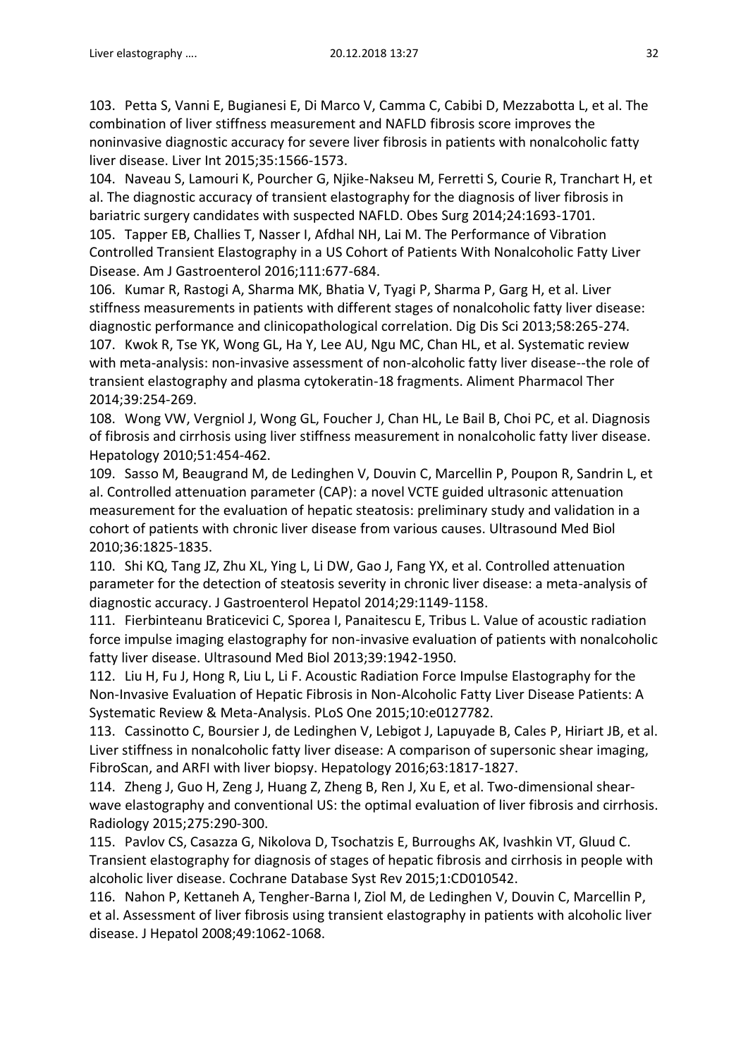103. Petta S, Vanni E, Bugianesi E, Di Marco V, Camma C, Cabibi D, Mezzabotta L, et al. The combination of liver stiffness measurement and NAFLD fibrosis score improves the noninvasive diagnostic accuracy for severe liver fibrosis in patients with nonalcoholic fatty liver disease. Liver Int 2015;35:1566-1573.

104. Naveau S, Lamouri K, Pourcher G, Njike-Nakseu M, Ferretti S, Courie R, Tranchart H, et al. The diagnostic accuracy of transient elastography for the diagnosis of liver fibrosis in bariatric surgery candidates with suspected NAFLD. Obes Surg 2014;24:1693-1701.

105. Tapper EB, Challies T, Nasser I, Afdhal NH, Lai M. The Performance of Vibration Controlled Transient Elastography in a US Cohort of Patients With Nonalcoholic Fatty Liver Disease. Am J Gastroenterol 2016;111:677-684.

106. Kumar R, Rastogi A, Sharma MK, Bhatia V, Tyagi P, Sharma P, Garg H, et al. Liver stiffness measurements in patients with different stages of nonalcoholic fatty liver disease: diagnostic performance and clinicopathological correlation. Dig Dis Sci 2013;58:265-274.

107. Kwok R, Tse YK, Wong GL, Ha Y, Lee AU, Ngu MC, Chan HL, et al. Systematic review with meta-analysis: non-invasive assessment of non-alcoholic fatty liver disease--the role of transient elastography and plasma cytokeratin-18 fragments. Aliment Pharmacol Ther 2014;39:254-269.

108. Wong VW, Vergniol J, Wong GL, Foucher J, Chan HL, Le Bail B, Choi PC, et al. Diagnosis of fibrosis and cirrhosis using liver stiffness measurement in nonalcoholic fatty liver disease. Hepatology 2010;51:454-462.

109. Sasso M, Beaugrand M, de Ledinghen V, Douvin C, Marcellin P, Poupon R, Sandrin L, et al. Controlled attenuation parameter (CAP): a novel VCTE guided ultrasonic attenuation measurement for the evaluation of hepatic steatosis: preliminary study and validation in a cohort of patients with chronic liver disease from various causes. Ultrasound Med Biol 2010;36:1825-1835.

110. Shi KQ, Tang JZ, Zhu XL, Ying L, Li DW, Gao J, Fang YX, et al. Controlled attenuation parameter for the detection of steatosis severity in chronic liver disease: a meta-analysis of diagnostic accuracy. J Gastroenterol Hepatol 2014;29:1149-1158.

111. Fierbinteanu Braticevici C, Sporea I, Panaitescu E, Tribus L. Value of acoustic radiation force impulse imaging elastography for non-invasive evaluation of patients with nonalcoholic fatty liver disease. Ultrasound Med Biol 2013;39:1942-1950.

112. Liu H, Fu J, Hong R, Liu L, Li F. Acoustic Radiation Force Impulse Elastography for the Non-Invasive Evaluation of Hepatic Fibrosis in Non-Alcoholic Fatty Liver Disease Patients: A Systematic Review & Meta-Analysis. PLoS One 2015;10:e0127782.

113. Cassinotto C, Boursier J, de Ledinghen V, Lebigot J, Lapuyade B, Cales P, Hiriart JB, et al. Liver stiffness in nonalcoholic fatty liver disease: A comparison of supersonic shear imaging, FibroScan, and ARFI with liver biopsy. Hepatology 2016;63:1817-1827.

114. Zheng J, Guo H, Zeng J, Huang Z, Zheng B, Ren J, Xu E, et al. Two-dimensional shear-wave elastography and conventional US: the optimal evaluation of liver fibrosis and cirrhosis. Radiology 2015;275:290-300.

115. Pavlov CS, Casazza G, Nikolova D, Tsochatzis E, Burroughs AK, Ivashkin VT, Gluud C. Transient elastography for diagnosis of stages of hepatic fibrosis and cirrhosis in people with alcoholic liver disease. Cochrane Database Syst Rev 2015;1:CD010542.

116. Nahon P, Kettaneh A, Tengher-Barna I, Ziol M, de Ledinghen V, Douvin C, Marcellin P, et al. Assessment of liver fibrosis using transient elastography in patients with alcoholic liver disease. J Hepatol 2008;49:1062-1068.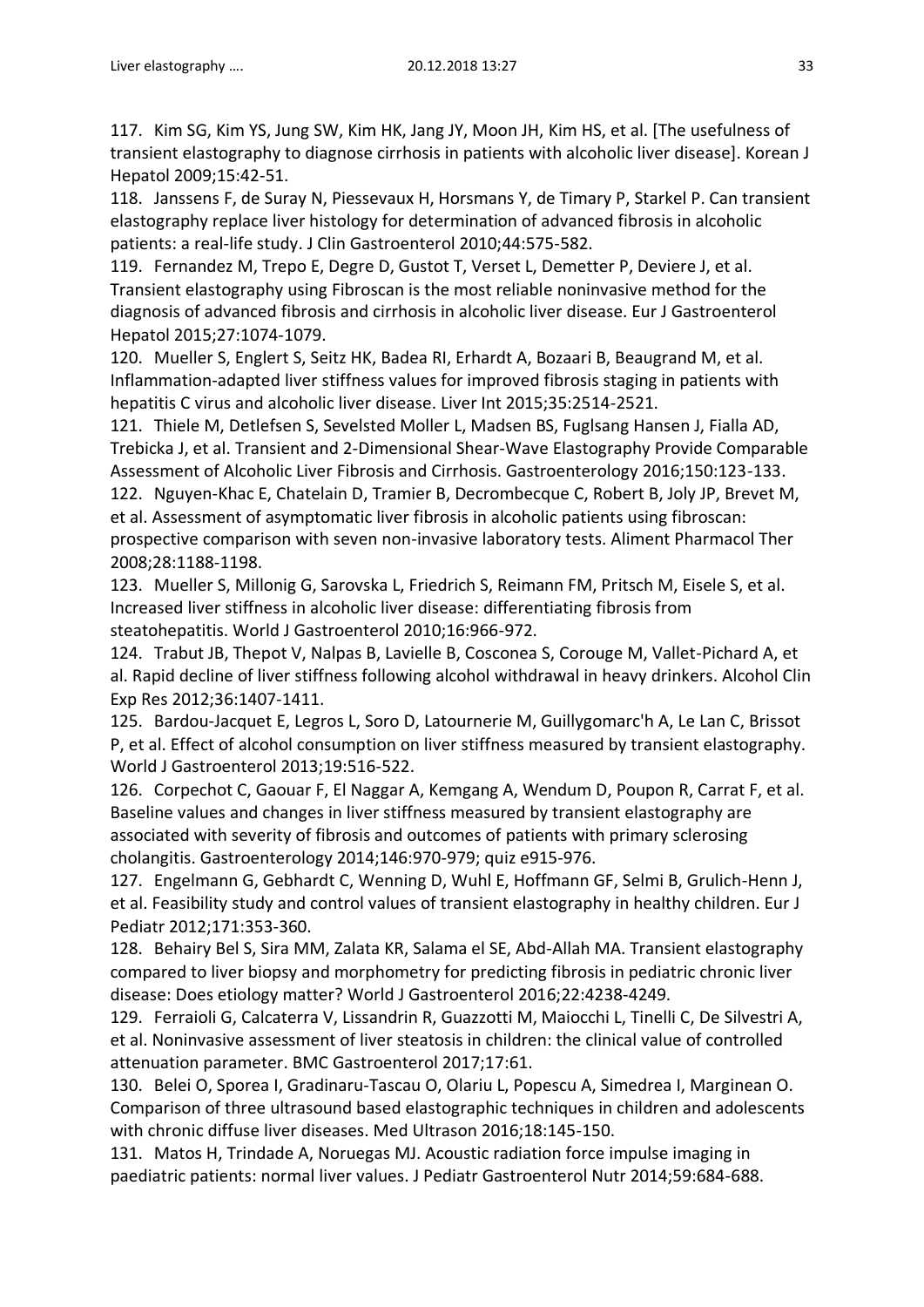117. Kim SG, Kim YS, Jung SW, Kim HK, Jang JY, Moon JH, Kim HS, et al. [The usefulness of transient elastography to diagnose cirrhosis in patients with alcoholic liver disease]. Korean J Hepatol 2009;15:42-51.

118. Janssens F, de Suray N, Piessevaux H, Horsmans Y, de Timary P, Starkel P. Can transient elastography replace liver histology for determination of advanced fibrosis in alcoholic patients: a real-life study. J Clin Gastroenterol 2010;44:575-582.

119. Fernandez M, Trepo E, Degre D, Gustot T, Verset L, Demetter P, Deviere J, et al. Transient elastography using Fibroscan is the most reliable noninvasive method for the diagnosis of advanced fibrosis and cirrhosis in alcoholic liver disease. Eur J Gastroenterol Hepatol 2015;27:1074-1079.

120. Mueller S, Englert S, Seitz HK, Badea RI, Erhardt A, Bozaari B, Beaugrand M, et al. Inflammation-adapted liver stiffness values for improved fibrosis staging in patients with hepatitis C virus and alcoholic liver disease. Liver Int 2015;35:2514-2521.

121. Thiele M, Detlefsen S, Sevelsted Moller L, Madsen BS, Fuglsang Hansen J, Fialla AD, Trebicka J, et al. Transient and 2-Dimensional Shear-Wave Elastography Provide Comparable Assessment of Alcoholic Liver Fibrosis and Cirrhosis. Gastroenterology 2016;150:123-133.

122. Nguyen-Khac E, Chatelain D, Tramier B, Decrombecque C, Robert B, Joly JP, Brevet M, et al. Assessment of asymptomatic liver fibrosis in alcoholic patients using fibroscan: prospective comparison with seven non-invasive laboratory tests. Aliment Pharmacol Ther 2008;28:1188-1198.

123. Mueller S, Millonig G, Sarovska L, Friedrich S, Reimann FM, Pritsch M, Eisele S, et al. Increased liver stiffness in alcoholic liver disease: differentiating fibrosis from steatohepatitis. World J Gastroenterol 2010;16:966-972.

124. Trabut JB, Thepot V, Nalpas B, Lavielle B, Cosconea S, Corouge M, Vallet-Pichard A, et al. Rapid decline of liver stiffness following alcohol withdrawal in heavy drinkers. Alcohol Clin Exp Res 2012;36:1407-1411.

125. Bardou-Jacquet E, Legros L, Soro D, Latournerie M, Guillygomarc'h A, Le Lan C, Brissot P, et al. Effect of alcohol consumption on liver stiffness measured by transient elastography. World J Gastroenterol 2013;19:516-522.

126. Corpechot C, Gaouar F, El Naggar A, Kemgang A, Wendum D, Poupon R, Carrat F, et al. Baseline values and changes in liver stiffness measured by transient elastography are associated with severity of fibrosis and outcomes of patients with primary sclerosing cholangitis. Gastroenterology 2014;146:970-979; quiz e915-976.

127. Engelmann G, Gebhardt C, Wenning D, Wuhl E, Hoffmann GF, Selmi B, Grulich-Henn J, et al. Feasibility study and control values of transient elastography in healthy children. Eur J Pediatr 2012;171:353-360.

128. Behairy Bel S, Sira MM, Zalata KR, Salama el SE, Abd-Allah MA. Transient elastography compared to liver biopsy and morphometry for predicting fibrosis in pediatric chronic liver disease: Does etiology matter? World J Gastroenterol 2016;22:4238-4249.

129. Ferraioli G, Calcaterra V, Lissandrin R, Guazzotti M, Maiocchi L, Tinelli C, De Silvestri A, et al. Noninvasive assessment of liver steatosis in children: the clinical value of controlled attenuation parameter. BMC Gastroenterol 2017;17:61.

130. Belei O, Sporea I, Gradinaru-Tascau O, Olariu L, Popescu A, Simedrea I, Marginean O. Comparison of three ultrasound based elastographic techniques in children and adolescents with chronic diffuse liver diseases. Med Ultrason 2016;18:145-150.

131. Matos H, Trindade A, Noruegas MJ. Acoustic radiation force impulse imaging in paediatric patients: normal liver values. J Pediatr Gastroenterol Nutr 2014;59:684-688.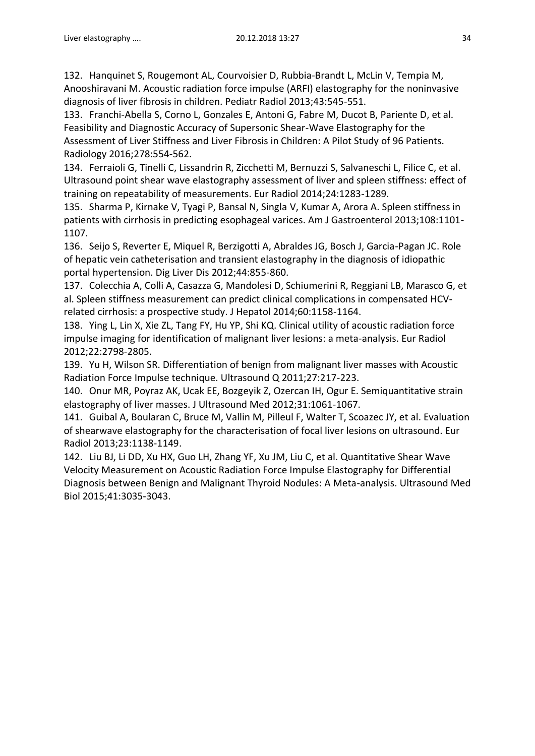132. Hanquinet S, Rougemont AL, Courvoisier D, Rubbia-Brandt L, McLin V, Tempia M, Anooshiravani M. Acoustic radiation force impulse (ARFI) elastography for the noninvasive diagnosis of liver fibrosis in children. Pediatr Radiol 2013;43:545-551.

133. Franchi-Abella S, Corno L, Gonzales E, Antoni G, Fabre M, Ducot B, Pariente D, et al. Feasibility and Diagnostic Accuracy of Supersonic Shear-Wave Elastography for the Assessment of Liver Stiffness and Liver Fibrosis in Children: A Pilot Study of 96 Patients. Radiology 2016;278:554-562.

134. Ferraioli G, Tinelli C, Lissandrin R, Zicchetti M, Bernuzzi S, Salvaneschi L, Filice C, et al. Ultrasound point shear wave elastography assessment of liver and spleen stiffness: effect of training on repeatability of measurements. Eur Radiol 2014;24:1283-1289.

135. Sharma P, Kirnake V, Tyagi P, Bansal N, Singla V, Kumar A, Arora A. Spleen stiffness in patients with cirrhosis in predicting esophageal varices. Am J Gastroenterol 2013;108:1101-1107.

136. Seijo S, Reverter E, Miquel R, Berzigotti A, Abraldes JG, Bosch J, Garcia-Pagan JC. Role of hepatic vein catheterisation and transient elastography in the diagnosis of idiopathic portal hypertension. Dig Liver Dis 2012;44:855-860.

137. Colecchia A, Colli A, Casazza G, Mandolesi D, Schiumerini R, Reggiani LB, Marasco G, et al. Spleen stiffness measurement can predict clinical complications in compensated HCV-related cirrhosis: a prospective study. J Hepatol 2014;60:1158-1164.

138. Ying L, Lin X, Xie ZL, Tang FY, Hu YP, Shi KQ. Clinical utility of acoustic radiation force impulse imaging for identification of malignant liver lesions: a meta-analysis. Eur Radiol 2012;22:2798-2805.

139. Yu H, Wilson SR. Differentiation of benign from malignant liver masses with Acoustic Radiation Force Impulse technique. Ultrasound Q 2011;27:217-223.

140. Onur MR, Poyraz AK, Ucak EE, Bozgeyik Z, Ozercan IH, Ogur E. Semiquantitative strain elastography of liver masses. J Ultrasound Med 2012;31:1061-1067.

141. Guibal A, Boularan C, Bruce M, Vallin M, Pilleul F, Walter T, Scoazec JY, et al. Evaluation of shearwave elastography for the characterisation of focal liver lesions on ultrasound. Eur Radiol 2013;23:1138-1149.

142. Liu BJ, Li DD, Xu HX, Guo LH, Zhang YF, Xu JM, Liu C, et al. Quantitative Shear Wave Velocity Measurement on Acoustic Radiation Force Impulse Elastography for Differential Diagnosis between Benign and Malignant Thyroid Nodules: A Meta-analysis. Ultrasound Med Biol 2015;41:3035-3043.